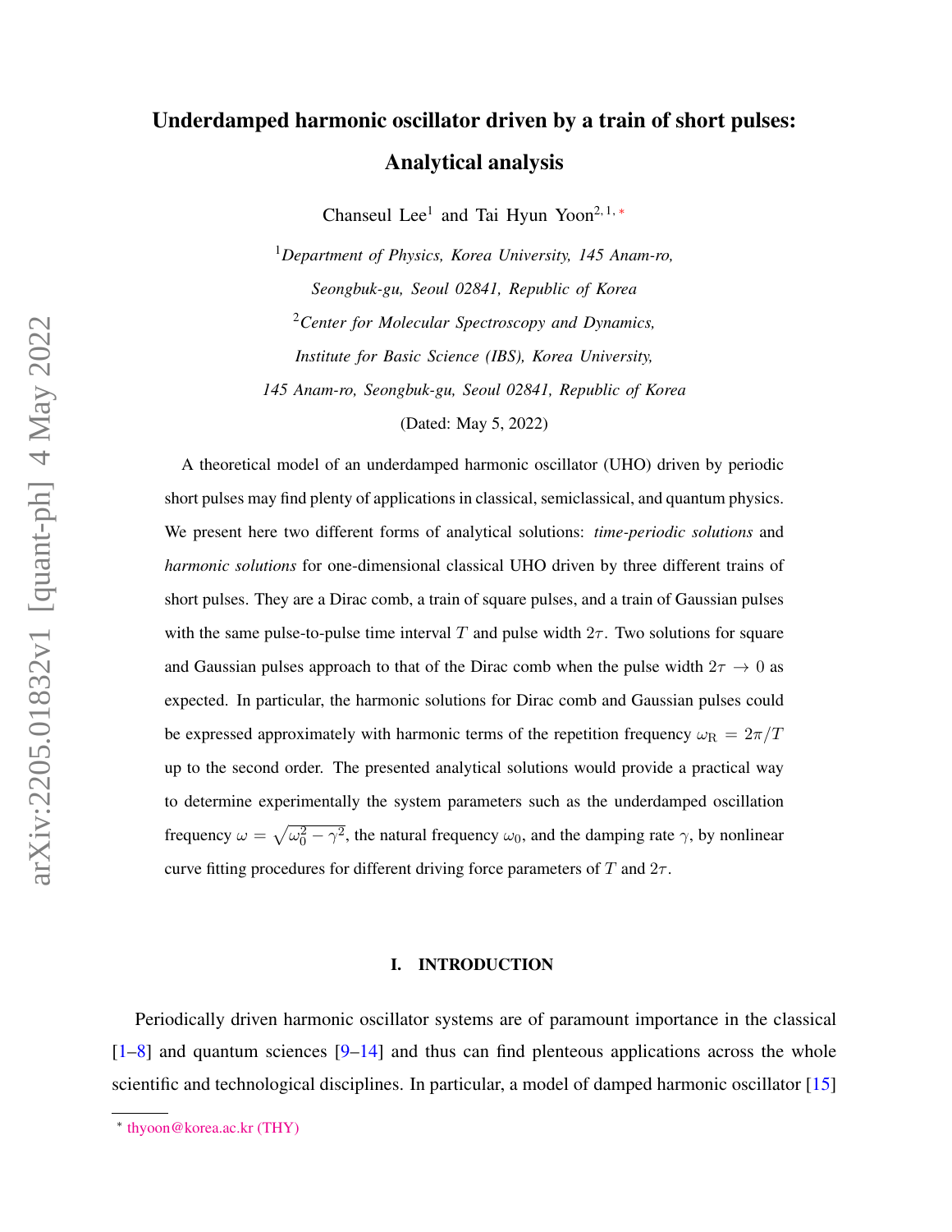# Underdamped harmonic oscillator driven by a train of short pulses: Analytical analysis

Chanseul Lee[1] and Tai Hyun Yoon[2,1,*]

[1]*Department of Physics, Korea University, 145 Anam-ro, Seongbuk-gu, Seoul 02841, Republic of Korea*

[2]*Center for Molecular Spectroscopy and Dynamics, Institute for Basic Science (IBS), Korea University, 145 Anam-ro, Seongbuk-gu, Seoul 02841, Republic of Korea*

(Dated: May 5, 2022)

A theoretical model of an underdamped harmonic oscillator (UHO) driven by periodic short pulses may find plenty of applications in classical, semiclassical, and quantum physics. We present here two different forms of analytical solutions: *time-periodic solutions* and *harmonic solutions* for one-dimensional classical UHO driven by three different trains of short pulses. They are a Dirac comb, a train of square pulses, and a train of Gaussian pulses with the same pulse-to-pulse time interval $T$ and pulse width $2\tau$. Two solutions for square and Gaussian pulses approach to that of the Dirac comb when the pulse width $2\tau \to 0$ as expected. In particular, the harmonic solutions for Dirac comb and Gaussian pulses could be expressed approximately with harmonic terms of the repetition frequency $\omega_{\mathrm{R}} = 2\pi/T$ up to the second order. The presented analytical solutions would provide a practical way to determine experimentally the system parameters such as the underdamped oscillation frequency $\omega = \sqrt{\omega_0^2 - \gamma^2}$, the natural frequency $\omega_0$, and the damping rate $\gamma$, by nonlinear curve fitting procedures for different driving force parameters of $T$ and $2\tau$.

## I. INTRODUCTION

Periodically driven harmonic oscillator systems are of paramount importance in the classical [1–8] and quantum sciences [9–14] and thus can find plenteous applications across the whole scientific and technological disciplines. In particular, a model of damped harmonic oscillator [15]

* thyoon@korea.ac.kr (THY)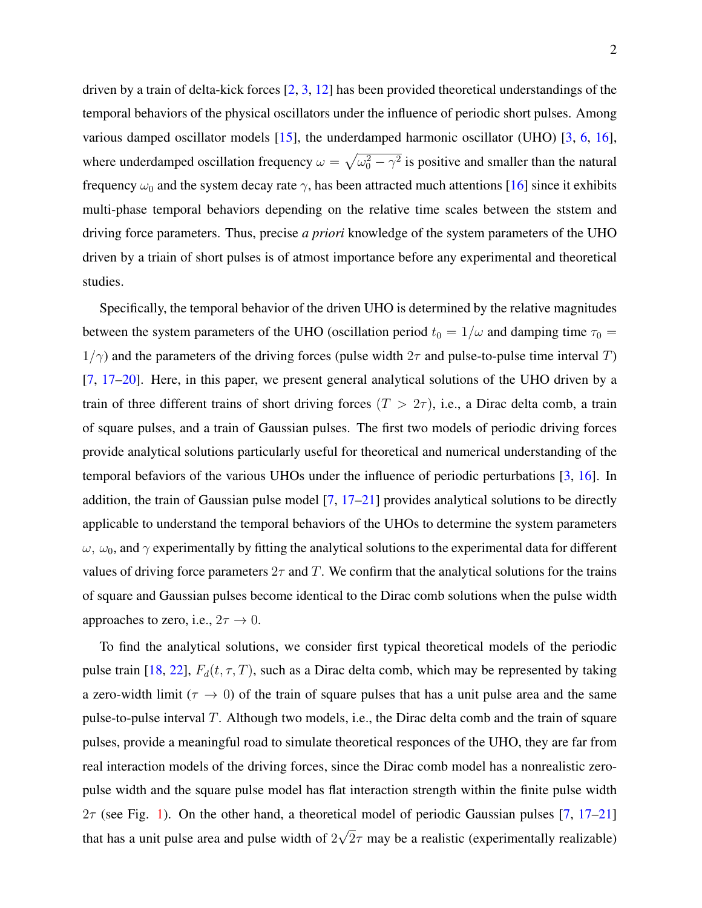driven by a train of delta-kick forces [2, 3, 12] has been provided theoretical understandings of the temporal behaviors of the physical oscillators under the influence of periodic short pulses. Among various damped oscillator models [15], the underdamped harmonic oscillator (UHO) [3, 6, 16], where underdamped oscillation frequency $\omega = \sqrt{\omega_0^2 - \gamma^2}$ is positive and smaller than the natural frequency $\omega_0$ and the system decay rate $\gamma$, has been attracted much attentions [16] since it exhibits multi-phase temporal behaviors depending on the relative time scales between the ststem and driving force parameters. Thus, precise *a priori* knowledge of the system parameters of the UHO driven by a triain of short pulses is of atmost importance before any experimental and theoretical studies.

Specifically, the temporal behavior of the driven UHO is determined by the relative magnitudes between the system parameters of the UHO (oscillation period $t_0 = 1/\omega$ and damping time $\tau_0 = 1/\gamma$) and the parameters of the driving forces (pulse width $2\tau$ and pulse-to-pulse time interval $T$) [7, 17–20]. Here, in this paper, we present general analytical solutions of the UHO driven by a train of three different trains of short driving forces ($T > 2\tau$), i.e., a Dirac delta comb, a train of square pulses, and a train of Gaussian pulses. The first two models of periodic driving forces provide analytical solutions particularly useful for theoretical and numerical understanding of the temporal befaviors of the various UHOs under the influence of periodic perturbations [3, 16]. In addition, the train of Gaussian pulse model [7, 17–21] provides analytical solutions to be directly applicable to understand the temporal behaviors of the UHOs to determine the system parameters $\omega$, $\omega_0$, and $\gamma$ experimentally by fitting the analytical solutions to the experimental data for different values of driving force parameters $2\tau$ and $T$. We confirm that the analytical solutions for the trains of square and Gaussian pulses become identical to the Dirac comb solutions when the pulse width approaches to zero, i.e., $2\tau \to 0$.

To find the analytical solutions, we consider first typical theoretical models of the periodic pulse train [18, 22], $F_d(t, \tau, T)$, such as a Dirac delta comb, which may be represented by taking a zero-width limit ($\tau \to 0$) of the train of square pulses that has a unit pulse area and the same pulse-to-pulse interval $T$. Although two models, i.e., the Dirac delta comb and the train of square pulses, provide a meaningful road to simulate theoretical responces of the UHO, they are far from real interaction models of the driving forces, since the Dirac comb model has a nonrealistic zero-pulse width and the square pulse model has flat interaction strength within the finite pulse width $2\tau$ (see Fig. 1). On the other hand, a theoretical model of periodic Gaussian pulses [7, 17–21] that has a unit pulse area and pulse width of $2\sqrt{2}\tau$ may be a realistic (experimentally realizable)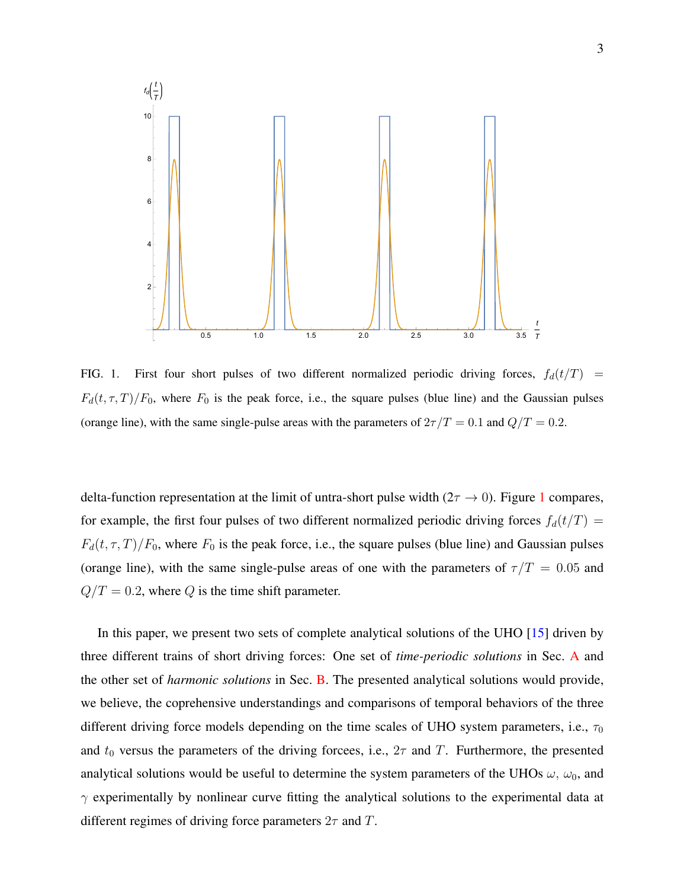FIG. 1. First four short pulses of two different normalized periodic driving forces, $f_d(t/T) = F_d(t,\tau,T)/F_0$, where $F_0$ is the peak force, i.e., the square pulses (blue line) and the Gaussian pulses (orange line), with the same single-pulse areas with the parameters of $2\tau/T = 0.1$ and $Q/T = 0.2$.

delta-function representation at the limit of untra-short pulse width ($2\tau \to 0$). Figure 1 compares, for example, the first four pulses of two different normalized periodic driving forces $f_d(t/T) = F_d(t,\tau,T)/F_0$, where $F_0$ is the peak force, i.e., the square pulses (blue line) and Gaussian pulses (orange line), with the same single-pulse areas of one with the parameters of $\tau/T = 0.05$ and $Q/T = 0.2$, where $Q$ is the time shift parameter.

In this paper, we present two sets of complete analytical solutions of the UHO [15] driven by three different trains of short driving forces: One set of *time-periodic solutions* in Sec. A and the other set of *harmonic solutions* in Sec. B. The presented analytical solutions would provide, we believe, the coprehensive understandings and comparisons of temporal behaviors of the three different driving force models depending on the time scales of UHO system parameters, i.e., $\tau_0$ and $t_0$ versus the parameters of the driving forcees, i.e., $2\tau$ and $T$. Furthermore, the presented analytical solutions would be useful to determine the system parameters of the UHOs $\omega$, $\omega_0$, and $\gamma$ experimentally by nonlinear curve fitting the analytical solutions to the experimental data at different regimes of driving force parameters $2\tau$ and $T$.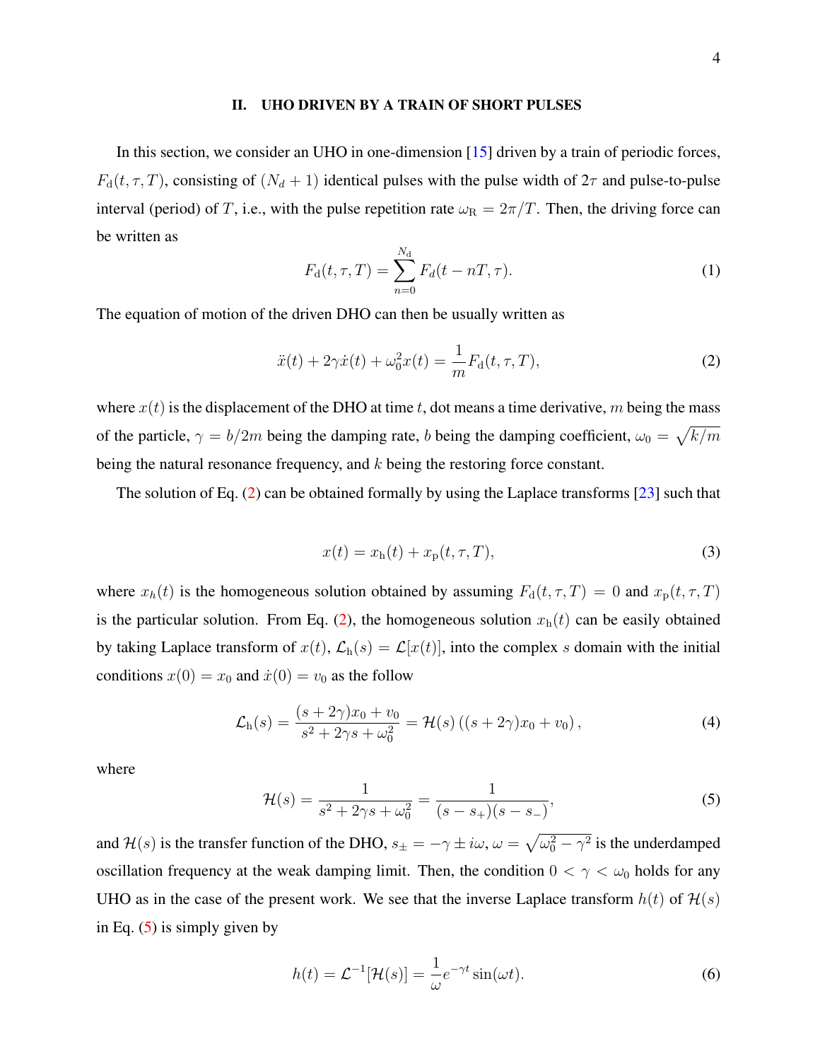## II. UHO DRIVEN BY A TRAIN OF SHORT PULSES

In this section, we consider an UHO in one-dimension [15] driven by a train of periodic forces, $F_\mathrm{d}(t,\tau,T)$, consisting of $(N_d+1)$ identical pulses with the pulse width of $2\tau$ and pulse-to-pulse interval (period) of $T$, i.e., with the pulse repetition rate $\omega_\mathrm{R} = 2\pi/T$. Then, the driving force can be written as

$$F_\mathrm{d}(t,\tau,T) = \sum_{n=0}^{N_\mathrm{d}} F_d(t-nT,\tau). \tag{1}$$

The equation of motion of the driven DHO can then be usually written as

$$\ddot{x}(t) + 2\gamma\dot{x}(t) + \omega_0^2 x(t) = \frac{1}{m} F_\mathrm{d}(t,\tau,T), \tag{2}$$

where $x(t)$ is the displacement of the DHO at time $t$, dot means a time derivative, $m$ being the mass of the particle, $\gamma = b/2m$ being the damping rate, $b$ being the damping coefficient, $\omega_0 = \sqrt{k/m}$ being the natural resonance frequency, and $k$ being the restoring force constant.

The solution of Eq. (2) can be obtained formally by using the Laplace transforms [23] such that

$$x(t) = x_\mathrm{h}(t) + x_\mathrm{p}(t,\tau,T), \tag{3}$$

where $x_h(t)$ is the homogeneous solution obtained by assuming $F_\mathrm{d}(t,\tau,T) = 0$ and $x_\mathrm{p}(t,\tau,T)$ is the particular solution. From Eq. (2), the homogeneous solution $x_\mathrm{h}(t)$ can be easily obtained by taking Laplace transform of $x(t)$, $\mathcal{L}_\mathrm{h}(s) = \mathcal{L}[x(t)]$, into the complex $s$ domain with the initial conditions $x(0) = x_0$ and $\dot{x}(0) = v_0$ as the follow

$$\mathcal{L}_\mathrm{h}(s) = \frac{(s+2\gamma)x_0 + v_0}{s^2 + 2\gamma s + \omega_0^2} = \mathcal{H}(s)\left((s+2\gamma)x_0 + v_0\right), \tag{4}$$

where

$$\mathcal{H}(s) = \frac{1}{s^2 + 2\gamma s + \omega_0^2} = \frac{1}{(s-s_+)(s-s_-)}, \tag{5}$$

and $\mathcal{H}(s)$ is the transfer function of the DHO, $s_\pm = -\gamma \pm i\omega$, $\omega = \sqrt{\omega_0^2 - \gamma^2}$ is the underdamped oscillation frequency at the weak damping limit. Then, the condition $0 < \gamma < \omega_0$ holds for any UHO as in the case of the present work. We see that the inverse Laplace transform $h(t)$ of $\mathcal{H}(s)$ in Eq. (5) is simply given by

$$h(t) = \mathcal{L}^{-1}[\mathcal{H}(s)] = \frac{1}{\omega} e^{-\gamma t} \sin(\omega t). \tag{6}$$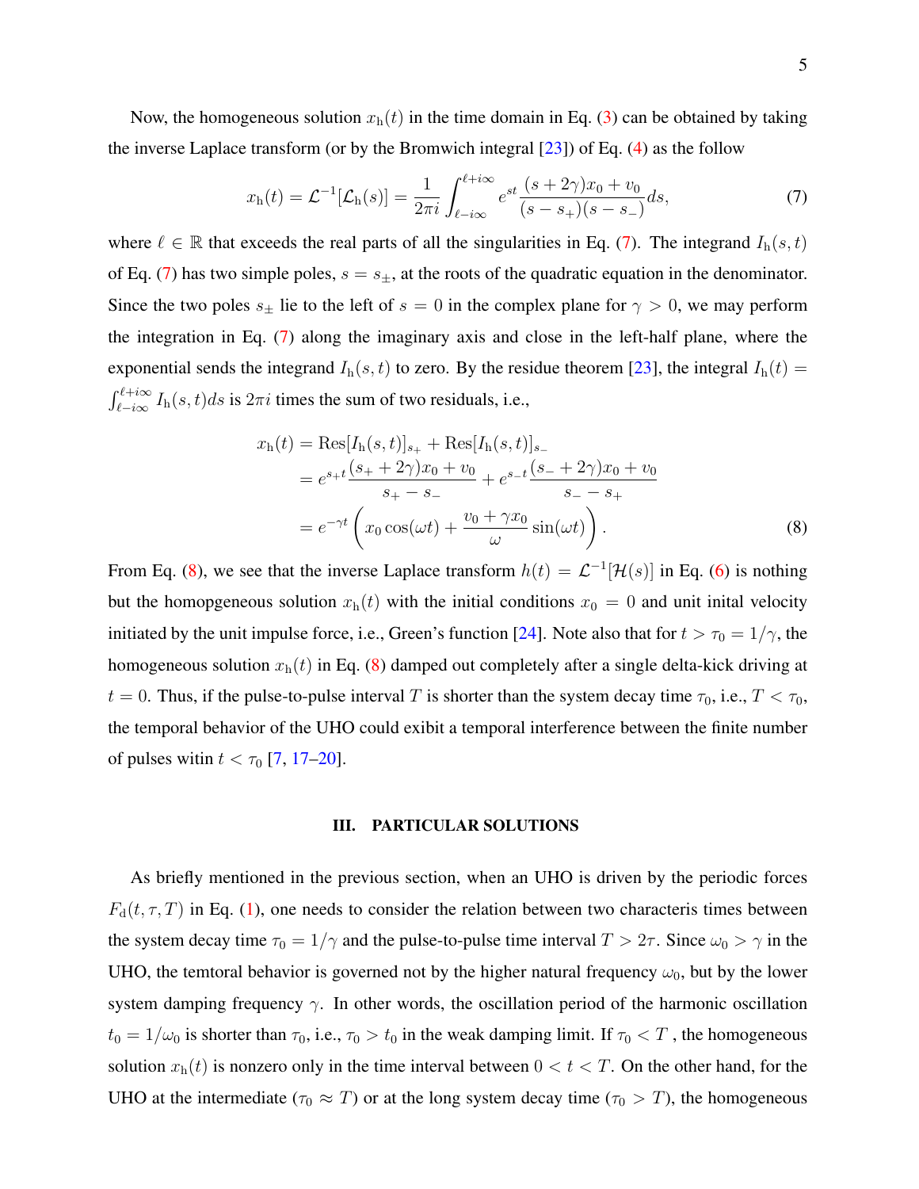Now, the homogeneous solution $x_{\rm h}(t)$ in the time domain in Eq. (3) can be obtained by taking the inverse Laplace transform (or by the Bromwich integral [23]) of Eq. (4) as the follow

$$x_{\rm h}(t) = \mathcal{L}^{-1}[\mathcal{L}_{\rm h}(s)] = \frac{1}{2\pi i}\int_{\ell-i\infty}^{\ell+i\infty} e^{st}\frac{(s+2\gamma)x_0 + v_0}{(s-s_+)(s-s_-)}ds, \tag{7}$$

where $\ell \in \mathbb{R}$ that exceeds the real parts of all the singularities in Eq. (7). The integrand $I_{\rm h}(s,t)$ of Eq. (7) has two simple poles, $s = s_\pm$, at the roots of the quadratic equation in the denominator. Since the two poles $s_\pm$ lie to the left of $s = 0$ in the complex plane for $\gamma > 0$, we may perform the integration in Eq. (7) along the imaginary axis and close in the left-half plane, where the exponential sends the integrand $I_{\rm h}(s,t)$ to zero. By the residue theorem [23], the integral $I_{\rm h}(t) = \int_{\ell-i\infty}^{\ell+i\infty} I_{\rm h}(s,t)ds$ is $2\pi i$ times the sum of two residuals, i.e.,

$$\begin{aligned}
x_{\rm h}(t) &= \mathrm{Res}[I_{\rm h}(s,t)]_{s_+} + \mathrm{Res}[I_{\rm h}(s,t)]_{s_-} \\
&= e^{s_+t}\frac{(s_+ + 2\gamma)x_0 + v_0}{s_+ - s_-} + e^{s_-t}\frac{(s_- + 2\gamma)x_0 + v_0}{s_- - s_+} \\
&= e^{-\gamma t}\left(x_0\cos(\omega t) + \frac{v_0 + \gamma x_0}{\omega}\sin(\omega t)\right).
\end{aligned} \tag{8}$$

From Eq. (8), we see that the inverse Laplace transform $h(t) = \mathcal{L}^{-1}[\mathcal{H}(s)]$ in Eq. (6) is nothing but the homopgeneous solution $x_{\rm h}(t)$ with the initial conditions $x_0 = 0$ and unit inital velocity initiated by the unit impulse force, i.e., Green's function [24]. Note also that for $t > \tau_0 = 1/\gamma$, the homogeneous solution $x_{\rm h}(t)$ in Eq. (8) damped out completely after a single delta-kick driving at $t = 0$. Thus, if the pulse-to-pulse interval $T$ is shorter than the system decay time $\tau_0$, i.e., $T < \tau_0$, the temporal behavior of the UHO could exibit a temporal interference between the finite number of pulses witin $t < \tau_0$ [7, 17–20].

## III. PARTICULAR SOLUTIONS

As briefly mentioned in the previous section, when an UHO is driven by the periodic forces $F_{\rm d}(t,\tau,T)$ in Eq. (1), one needs to consider the relation between two characteris times between the system decay time $\tau_0 = 1/\gamma$ and the pulse-to-pulse time interval $T > 2\tau$. Since $\omega_0 > \gamma$ in the UHO, the temtoral behavior is governed not by the higher natural frequency $\omega_0$, but by the lower system damping frequency $\gamma$. In other words, the oscillation period of the harmonic oscillation $t_0 = 1/\omega_0$ is shorter than $\tau_0$, i.e., $\tau_0 > t_0$ in the weak damping limit. If $\tau_0 < T$ , the homogeneous solution $x_{\rm h}(t)$ is nonzero only in the time interval between $0 < t < T$. On the other hand, for the UHO at the intermediate ($\tau_0 \approx T$) or at the long system decay time ($\tau_0 > T$), the homogeneous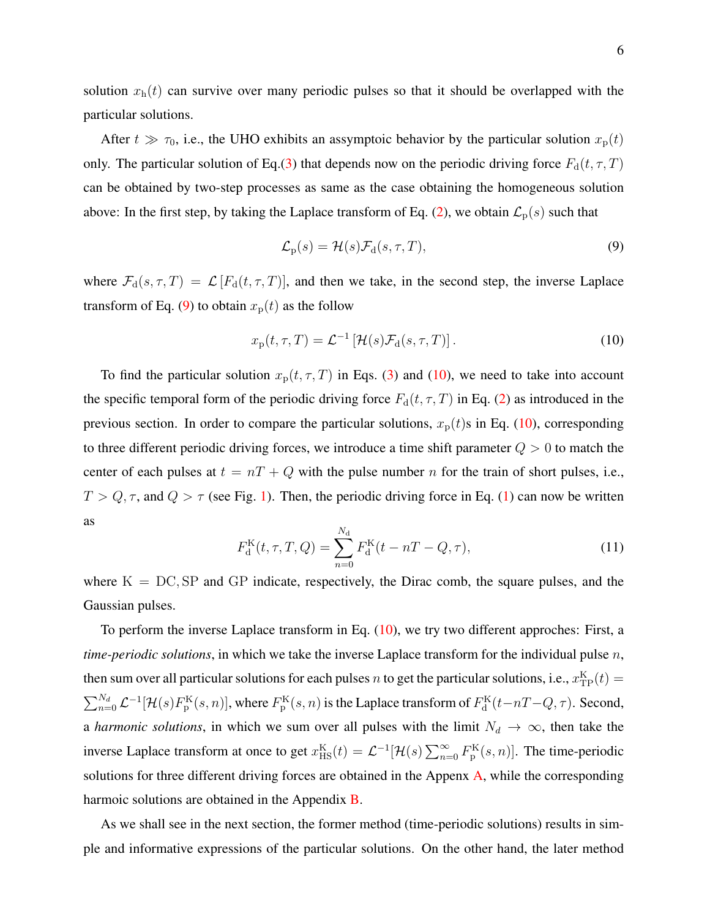solution $x_{\mathrm{h}}(t)$ can survive over many periodic pulses so that it should be overlapped with the particular solutions.

After $t \gg \tau_0$, i.e., the UHO exhibits an assymptoic behavior by the particular solution $x_{\mathrm{p}}(t)$ only. The particular solution of Eq.(3) that depends now on the periodic driving force $F_{\mathrm{d}}(t,\tau,T)$ can be obtained by two-step processes as same as the case obtaining the homogeneous solution above: In the first step, by taking the Laplace transform of Eq. (2), we obtain $\mathcal{L}_{\mathrm{p}}(s)$ such that

$$\mathcal{L}_{\mathrm{p}}(s) = \mathcal{H}(s)\mathcal{F}_{\mathrm{d}}(s,\tau,T), \tag{9}$$

where $\mathcal{F}_{\mathrm{d}}(s,\tau,T) = \mathcal{L}\left[F_{\mathrm{d}}(t,\tau,T)\right]$, and then we take, in the second step, the inverse Laplace transform of Eq. (9) to obtain $x_{\mathrm{p}}(t)$ as the follow

$$x_{\mathrm{p}}(t,\tau,T) = \mathcal{L}^{-1}\left[\mathcal{H}(s)\mathcal{F}_{\mathrm{d}}(s,\tau,T)\right]. \tag{10}$$

To find the particular solution $x_{\mathrm{p}}(t,\tau,T)$ in Eqs. (3) and (10), we need to take into account the specific temporal form of the periodic driving force $F_{\mathrm{d}}(t,\tau,T)$ in Eq. (2) as introduced in the previous section. In order to compare the particular solutions, $x_{\mathrm{p}}(t)$s in Eq. (10), corresponding to three different periodic driving forces, we introduce a time shift parameter $Q > 0$ to match the center of each pulses at $t = nT + Q$ with the pulse number $n$ for the train of short pulses, i.e., $T > Q, \tau$, and $Q > \tau$ (see Fig. 1). Then, the periodic driving force in Eq. (1) can now be written as

$$F_{\mathrm{d}}^{\mathrm{K}}(t,\tau,T,Q) = \sum_{n=0}^{N_{\mathrm{d}}} F_{\mathrm{d}}^{\mathrm{K}}(t-nT-Q,\tau), \tag{11}$$

where $\mathrm{K} = \mathrm{DC}, \mathrm{SP}$ and $\mathrm{GP}$ indicate, respectively, the Dirac comb, the square pulses, and the Gaussian pulses.

To perform the inverse Laplace transform in Eq. (10), we try two different approches: First, a *time-periodic solutions*, in which we take the inverse Laplace transform for the individual pulse $n$, then sum over all particular solutions for each pulses $n$ to get the particular solutions, i.e., $x_{\mathrm{TP}}^{\mathrm{K}}(t) = \sum_{n=0}^{N_d} \mathcal{L}^{-1}[\mathcal{H}(s)F_{\mathrm{p}}^{\mathrm{K}}(s,n)]$, where $F_{\mathrm{p}}^{\mathrm{K}}(s,n)$ is the Laplace transform of $F_{\mathrm{d}}^{\mathrm{K}}(t-nT-Q,\tau)$. Second, a *harmonic solutions*, in which we sum over all pulses with the limit $N_d \to \infty$, then take the inverse Laplace transform at once to get $x_{\mathrm{HS}}^{\mathrm{K}}(t) = \mathcal{L}^{-1}[\mathcal{H}(s)\sum_{n=0}^{\infty} F_{\mathrm{p}}^{\mathrm{K}}(s,n)]$. The time-periodic solutions for three different driving forces are obtained in the Appenx A, while the corresponding harmoic solutions are obtained in the Appendix B.

As we shall see in the next section, the former method (time-periodic solutions) results in simple and informative expressions of the particular solutions. On the other hand, the later method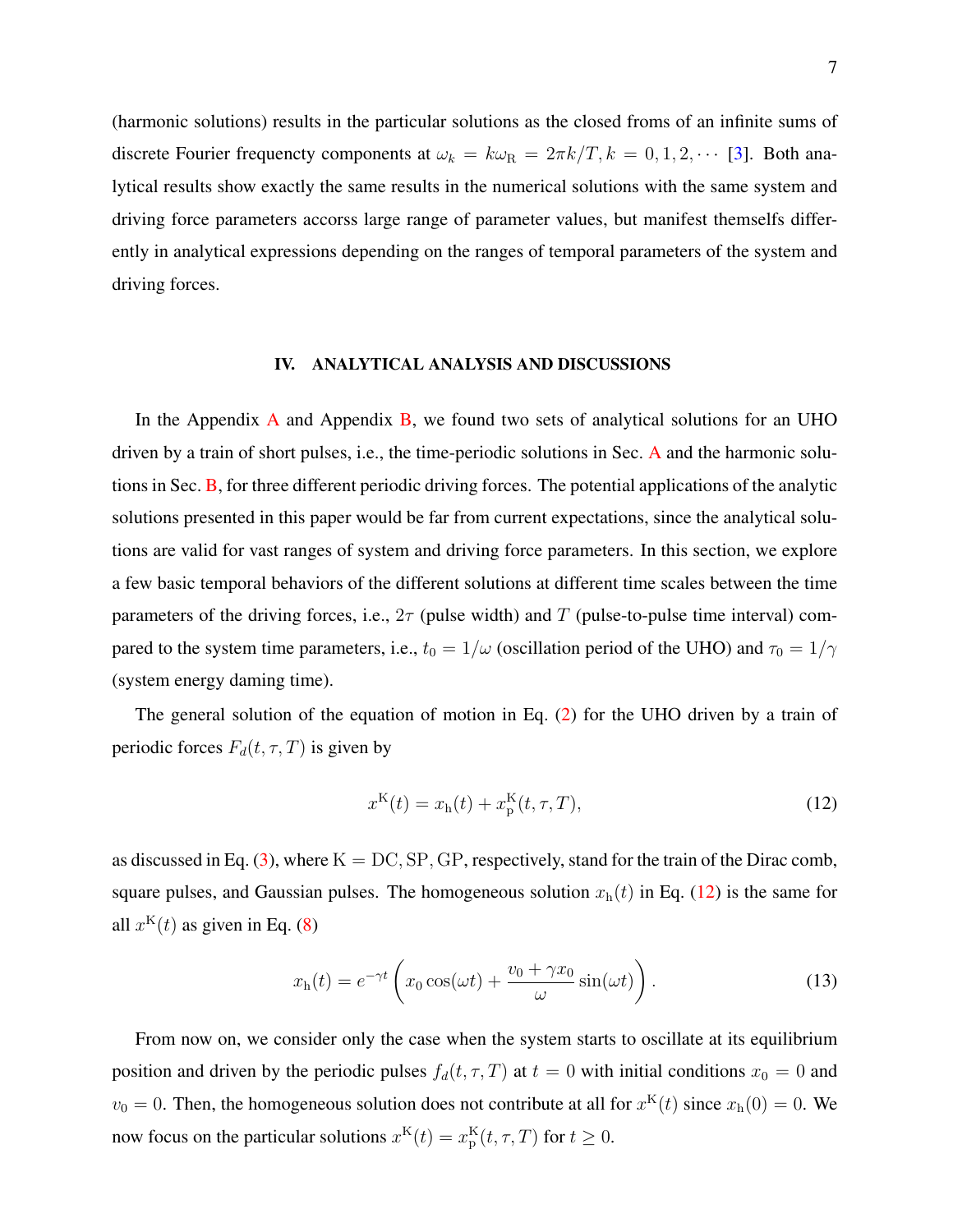(harmonic solutions) results in the particular solutions as the closed froms of an infinite sums of discrete Fourier frequencty components at $\omega_k = k\omega_{\rm R} = 2\pi k/T, k = 0, 1, 2, \cdots$ [3]. Both analytical results show exactly the same results in the numerical solutions with the same system and driving force parameters accorss large range of parameter values, but manifest themselfs differently in analytical expressions depending on the ranges of temporal parameters of the system and driving forces.

## IV. ANALYTICAL ANALYSIS AND DISCUSSIONS

In the Appendix A and Appendix B, we found two sets of analytical solutions for an UHO driven by a train of short pulses, i.e., the time-periodic solutions in Sec. A and the harmonic solutions in Sec. B, for three different periodic driving forces. The potential applications of the analytic solutions presented in this paper would be far from current expectations, since the analytical solutions are valid for vast ranges of system and driving force parameters. In this section, we explore a few basic temporal behaviors of the different solutions at different time scales between the time parameters of the driving forces, i.e., $2\tau$ (pulse width) and $T$ (pulse-to-pulse time interval) compared to the system time parameters, i.e., $t_0 = 1/\omega$ (oscillation period of the UHO) and $\tau_0 = 1/\gamma$ (system energy daming time).

The general solution of the equation of motion in Eq. (2) for the UHO driven by a train of periodic forces $F_d(t, \tau, T)$ is given by

$$x^{\rm K}(t) = x_{\rm h}(t) + x_{\rm p}^{\rm K}(t, \tau, T), \tag{12}$$

as discussed in Eq. (3), where $\rm K = DC, SP, GP$, respectively, stand for the train of the Dirac comb, square pulses, and Gaussian pulses. The homogeneous solution $x_{\rm h}(t)$ in Eq. (12) is the same for all $x^{\rm K}(t)$ as given in Eq. (8)

$$x_{\rm h}(t) = e^{-\gamma t}\left(x_0 \cos(\omega t) + \frac{v_0 + \gamma x_0}{\omega}\sin(\omega t)\right). \tag{13}$$

From now on, we consider only the case when the system starts to oscillate at its equilibrium position and driven by the periodic pulses $f_d(t, \tau, T)$ at $t = 0$ with initial conditions $x_0 = 0$ and $v_0 = 0$. Then, the homogeneous solution does not contribute at all for $x^{\rm K}(t)$ since $x_{\rm h}(0) = 0$. We now focus on the particular solutions $x^{\rm K}(t) = x_{\rm p}^{\rm K}(t, \tau, T)$ for $t \geq 0$.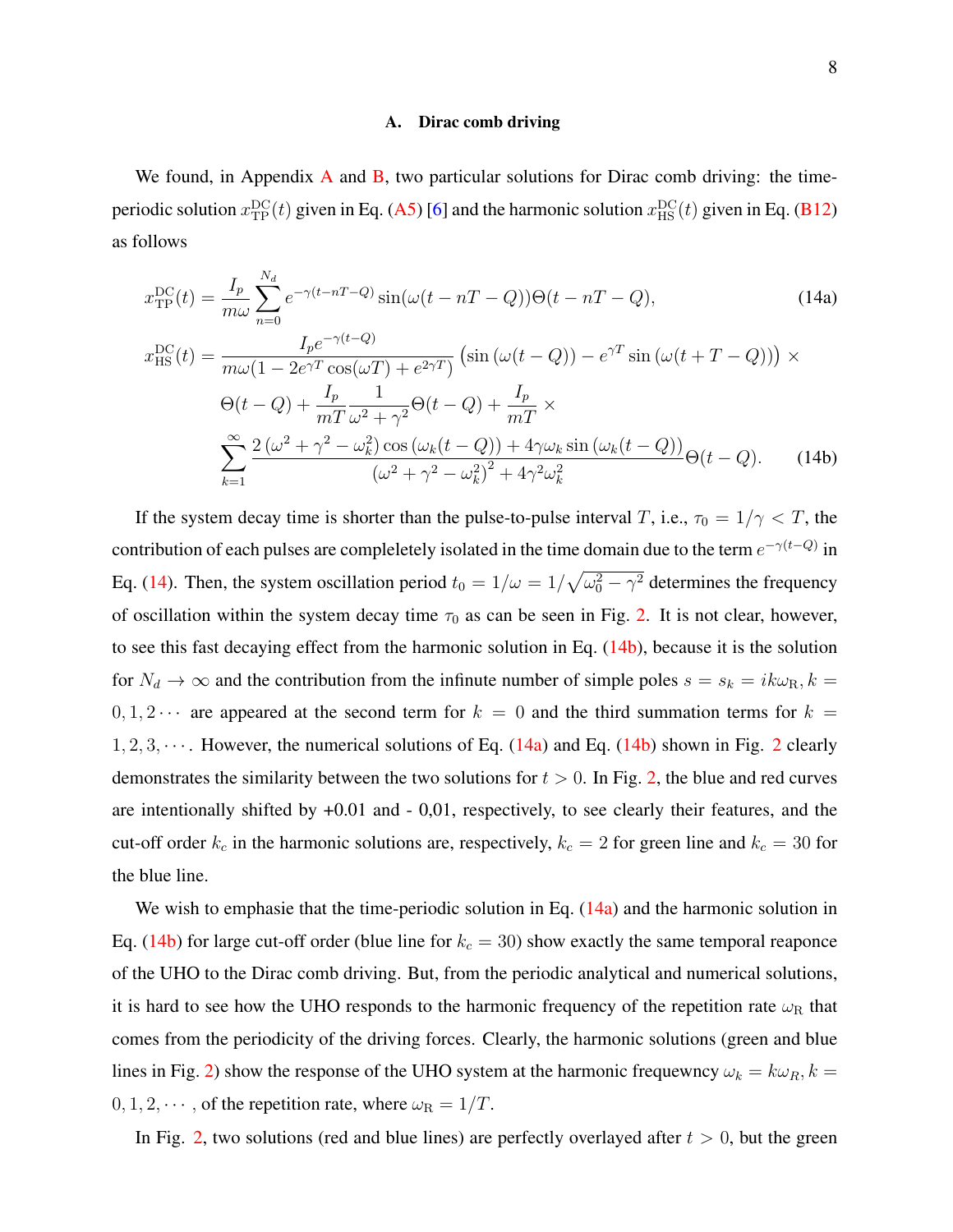### A. Dirac comb driving

We found, in Appendix A and B, two particular solutions for Dirac comb driving: the time-periodic solution $x_{\rm TP}^{\rm DC}(t)$ given in Eq. (A5) [6] and the harmonic solution $x_{\rm HS}^{\rm DC}(t)$ given in Eq. (B12) as follows

$$x_{\rm TP}^{\rm DC}(t) = \frac{I_p}{m\omega}\sum_{n=0}^{N_d} e^{-\gamma(t-nT-Q)}\sin(\omega(t-nT-Q))\Theta(t-nT-Q), \tag{14a}$$

$$\begin{aligned}
x_{\rm HS}^{\rm DC}(t) = & \frac{I_p e^{-\gamma(t-Q)}}{m\omega(1-2e^{\gamma T}\cos(\omega T)+e^{2\gamma T})}\left(\sin\left(\omega(t-Q)\right) - e^{\gamma T}\sin\left(\omega(t+T-Q)\right)\right) \times \\
& \Theta(t-Q) + \frac{I_p}{mT}\frac{1}{\omega^2+\gamma^2}\Theta(t-Q) + \frac{I_p}{mT} \times \\
& \sum_{k=1}^{\infty} \frac{2\left(\omega^2+\gamma^2-\omega_k^2\right)\cos\left(\omega_k(t-Q)\right) + 4\gamma\omega_k\sin\left(\omega_k(t-Q)\right)}{\left(\omega^2+\gamma^2-\omega_k^2\right)^2+4\gamma^2\omega_k^2}\Theta(t-Q).
\end{aligned} \tag{14b}$$

If the system decay time is shorter than the pulse-to-pulse interval $T$, i.e., $\tau_0 = 1/\gamma < T$, the contribution of each pulses are compleletely isolated in the time domain due to the term $e^{-\gamma(t-Q)}$ in Eq. (14). Then, the system oscillation period $t_0 = 1/\omega = 1/\sqrt{\omega_0^2 - \gamma^2}$ determines the frequency of oscillation within the system decay time $\tau_0$ as can be seen in Fig. 2. It is not clear, however, to see this fast decaying effect from the harmonic solution in Eq. (14b), because it is the solution for $N_d \to \infty$ and the contribution from the infinute number of simple poles $s = s_k = ik\omega_{\rm R}, k = 0, 1, 2\cdots$ are appeared at the second term for $k = 0$ and the third summation terms for $k = 1, 2, 3, \cdots$. However, the numerical solutions of Eq. (14a) and Eq. (14b) shown in Fig. 2 clearly demonstrates the similarity between the two solutions for $t > 0$. In Fig. 2, the blue and red curves are intentionally shifted by +0.01 and - 0,01, respectively, to see clearly their features, and the cut-off order $k_c$ in the harmonic solutions are, respectively, $k_c = 2$ for green line and $k_c = 30$ for the blue line.

We wish to emphasie that the time-periodic solution in Eq. (14a) and the harmonic solution in Eq. (14b) for large cut-off order (blue line for $k_c = 30$) show exactly the same temporal reaponce of the UHO to the Dirac comb driving. But, from the periodic analytical and numerical solutions, it is hard to see how the UHO responds to the harmonic frequency of the repetition rate $\omega_{\rm R}$ that comes from the periodicity of the driving forces. Clearly, the harmonic solutions (green and blue lines in Fig. 2) show the response of the UHO system at the harmonic frequewncy $\omega_k = k\omega_R, k = 0, 1, 2, \cdots$, of the repetition rate, where $\omega_{\rm R} = 1/T$.

In Fig. 2, two solutions (red and blue lines) are perfectly overlayed after $t > 0$, but the green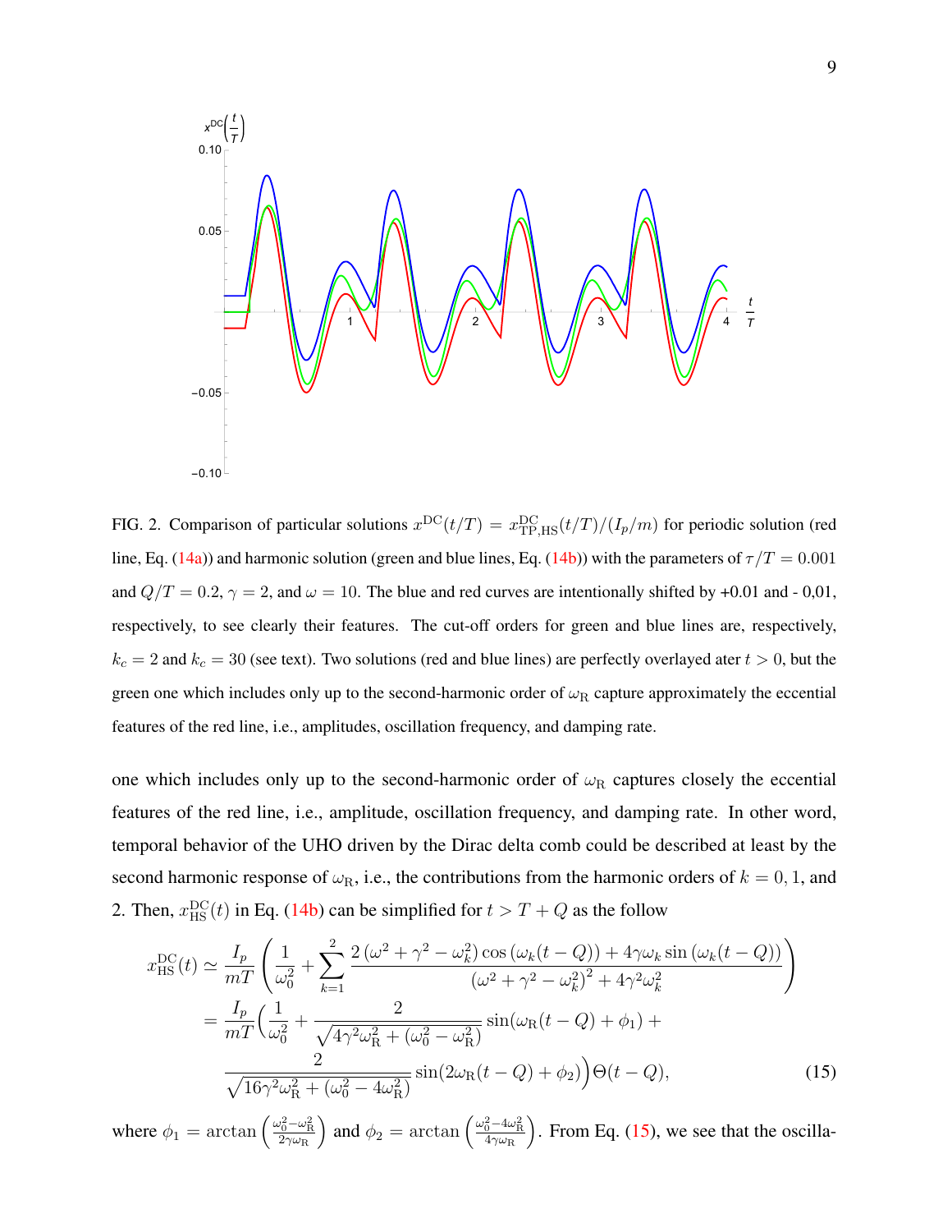FIG. 2. Comparison of particular solutions $x^{\mathrm{DC}}(t/T) = x^{\mathrm{DC}}_{\mathrm{TP,HS}}(t/T)/(I_p/m)$ for periodic solution (red line, Eq. (14a)) and harmonic solution (green and blue lines, Eq. (14b)) with the parameters of $\tau/T = 0.001$ and $Q/T = 0.2$, $\gamma = 2$, and $\omega = 10$. The blue and red curves are intentionally shifted by +0.01 and - 0,01, respectively, to see clearly their features. The cut-off orders for green and blue lines are, respectively, $k_c = 2$ and $k_c = 30$ (see text). Two solutions (red and blue lines) are perfectly overlayed ater $t > 0$, but the green one which includes only up to the second-harmonic order of $\omega_{\mathrm{R}}$ capture approximately the eccential features of the red line, i.e., amplitudes, oscillation frequency, and damping rate.

one which includes only up to the second-harmonic order of $\omega_{\mathrm{R}}$ captures closely the eccential features of the red line, i.e., amplitude, oscillation frequency, and damping rate. In other word, temporal behavior of the UHO driven by the Dirac delta comb could be described at least by the second harmonic response of $\omega_{\mathrm{R}}$, i.e., the contributions from the harmonic orders of $k = 0, 1$, and 2. Then, $x^{\mathrm{DC}}_{\mathrm{HS}}(t)$ in Eq. (14b) can be simplified for $t > T + Q$ as the follow

$$
\begin{aligned}
x^{\mathrm{DC}}_{\mathrm{HS}}(t) &\simeq \frac{I_p}{mT}\left(\frac{1}{\omega_0^2} + \sum_{k=1}^{2} \frac{2\left(\omega^2+\gamma^2-\omega_k^2\right)\cos\left(\omega_k(t-Q)\right) + 4\gamma\omega_k \sin\left(\omega_k(t-Q)\right)}{\left(\omega^2+\gamma^2-\omega_k^2\right)^2 + 4\gamma^2\omega_k^2}\right) \\
&= \frac{I_p}{mT}\Bigg(\frac{1}{\omega_0^2} + \frac{2}{\sqrt{4\gamma^2\omega_{\mathrm{R}}^2 + (\omega_0^2-\omega_{\mathrm{R}}^2)}} \sin(\omega_{\mathrm{R}}(t-Q)+\phi_1) + \\
&\qquad \frac{2}{\sqrt{16\gamma^2\omega_{\mathrm{R}}^2 + (\omega_0^2-4\omega_{\mathrm{R}}^2)}} \sin(2\omega_{\mathrm{R}}(t-Q)+\phi_2)\Bigg)\Theta(t-Q),
\end{aligned} \tag{15}
$$

where $\phi_1 = \arctan\left(\frac{\omega_0^2-\omega_{\mathrm{R}}^2}{2\gamma\omega_{\mathrm{R}}}\right)$ and $\phi_2 = \arctan\left(\frac{\omega_0^2-4\omega_{\mathrm{R}}^2}{4\gamma\omega_{\mathrm{R}}}\right)$. From Eq. (15), we see that the oscilla-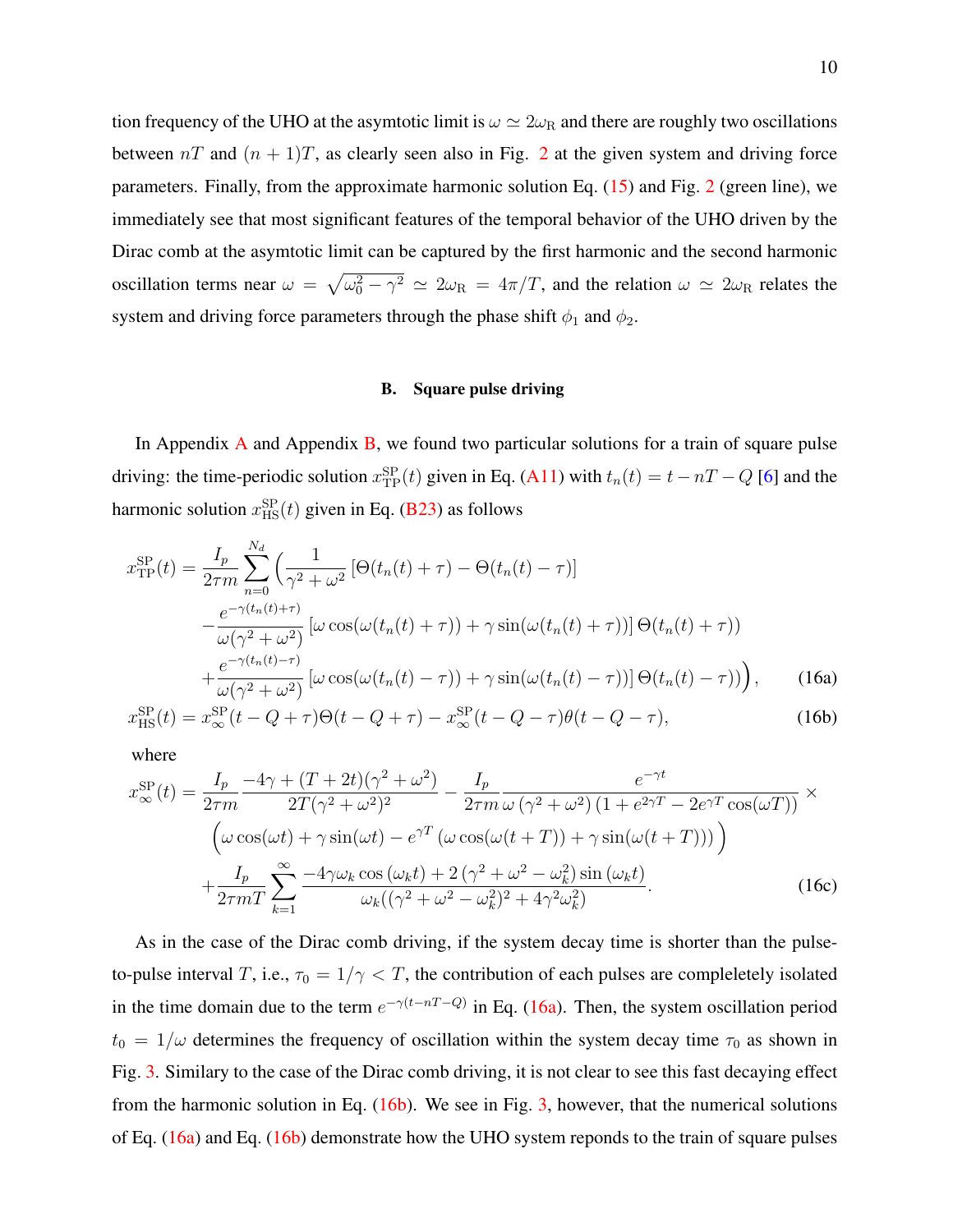tion frequency of the UHO at the asymtotic limit is $\omega \simeq 2\omega_{\rm R}$ and there are roughly two oscillations between $nT$ and $(n+1)T$, as clearly seen also in Fig. 2 at the given system and driving force parameters. Finally, from the approximate harmonic solution Eq. (15) and Fig. 2 (green line), we immediately see that most significant features of the temporal behavior of the UHO driven by the Dirac comb at the asymtotic limit can be captured by the first harmonic and the second harmonic oscillation terms near $\omega = \sqrt{\omega_0^2 - \gamma^2} \simeq 2\omega_{\rm R} = 4\pi/T$, and the relation $\omega \simeq 2\omega_{\rm R}$ relates the system and driving force parameters through the phase shift $\phi_1$ and $\phi_2$.

### B. Square pulse driving

In Appendix A and Appendix B, we found two particular solutions for a train of square pulse driving: the time-periodic solution $x^{\rm SP}_{\rm TP}(t)$ given in Eq. (A11) with $t_n(t) = t - nT - Q$ [6] and the harmonic solution $x^{\rm SP}_{\rm HS}(t)$ given in Eq. (B23) as follows

$$
\begin{aligned}
x^{\rm SP}_{\rm TP}(t) = \frac{I_p}{2\tau m} \sum_{n=0}^{N_d} \Bigg( & \frac{1}{\gamma^2+\omega^2} \left[\Theta(t_n(t)+\tau) - \Theta(t_n(t)-\tau)\right] \\
& - \frac{e^{-\gamma(t_n(t)+\tau)}}{\omega(\gamma^2+\omega^2)} \left[\omega\cos(\omega(t_n(t)+\tau)) + \gamma\sin(\omega(t_n(t)+\tau))\right] \Theta(t_n(t)+\tau)) \\
& + \frac{e^{-\gamma(t_n(t)-\tau)}}{\omega(\gamma^2+\omega^2)} \left[\omega\cos(\omega(t_n(t)-\tau)) + \gamma\sin(\omega(t_n(t)-\tau))\right] \Theta(t_n(t)-\tau)) \Bigg), \qquad (16a)
\end{aligned}
$$

$$
x^{\rm SP}_{\rm HS}(t) = x^{\rm SP}_{\infty}(t-Q+\tau)\Theta(t-Q+\tau) - x^{\rm SP}_{\infty}(t-Q-\tau)\theta(t-Q-\tau), \qquad (16b)
$$

where

$$
\begin{aligned}
x^{\rm SP}_{\infty}(t) = & \frac{I_p}{2\tau m} \frac{-4\gamma + (T+2t)(\gamma^2+\omega^2)}{2T(\gamma^2+\omega^2)^2} - \frac{I_p}{2\tau m} \frac{e^{-\gamma t}}{\omega\,(\gamma^2+\omega^2)\,(1+e^{2\gamma T} - 2e^{\gamma T}\cos(\omega T))} \times \\
& \Big(\omega\cos(\omega t) + \gamma\sin(\omega t) - e^{\gamma T}\left(\omega\cos(\omega(t+T)) + \gamma\sin(\omega(t+T))\right)\Big) \\
& + \frac{I_p}{2\tau m T} \sum_{k=1}^{\infty} \frac{-4\gamma\omega_k\cos(\omega_k t) + 2\left(\gamma^2+\omega^2-\omega_k^2\right)\sin(\omega_k t)}{\omega_k((\gamma^2+\omega^2-\omega_k^2)^2 + 4\gamma^2\omega_k^2)}. \qquad (16c)
\end{aligned}
$$

As in the case of the Dirac comb driving, if the system decay time is shorter than the pulse-to-pulse interval $T$, i.e., $\tau_0 = 1/\gamma < T$, the contribution of each pulses are compleletely isolated in the time domain due to the term $e^{-\gamma(t-nT-Q)}$ in Eq. (16a). Then, the system oscillation period $t_0 = 1/\omega$ determines the frequency of oscillation within the system decay time $\tau_0$ as shown in Fig. 3. Similary to the case of the Dirac comb driving, it is not clear to see this fast decaying effect from the harmonic solution in Eq. (16b). We see in Fig. 3, however, that the numerical solutions of Eq. (16a) and Eq. (16b) demonstrate how the UHO system reponds to the train of square pulses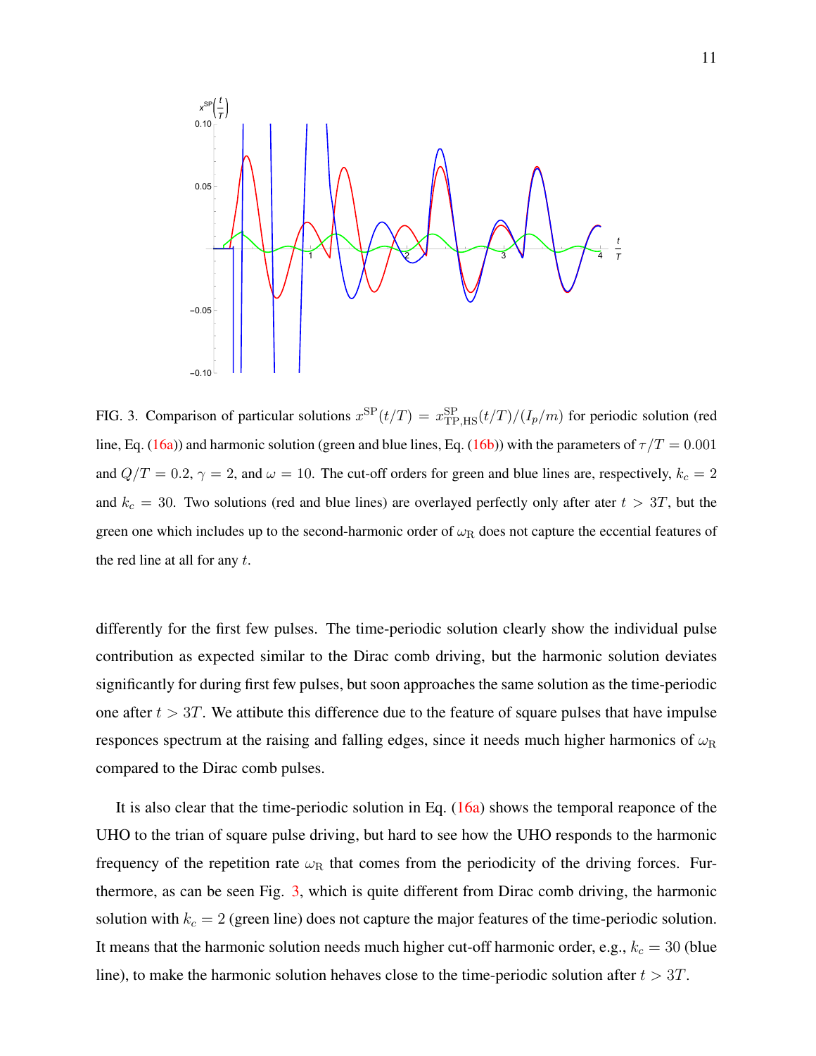FIG. 3. Comparison of particular solutions $x^{\mathrm{SP}}(t/T) = x^{\mathrm{SP}}_{\mathrm{TP,HS}}(t/T)/(I_p/m)$ for periodic solution (red line, Eq. (16a)) and harmonic solution (green and blue lines, Eq. (16b)) with the parameters of $\tau/T = 0.001$ and $Q/T = 0.2$, $\gamma = 2$, and $\omega = 10$. The cut-off orders for green and blue lines are, respectively, $k_c = 2$ and $k_c = 30$. Two solutions (red and blue lines) are overlayed perfectly only after ater $t > 3T$, but the green one which includes up to the second-harmonic order of $\omega_{\mathrm{R}}$ does not capture the eccential features of the red line at all for any $t$.

differently for the first few pulses. The time-periodic solution clearly show the individual pulse contribution as expected similar to the Dirac comb driving, but the harmonic solution deviates significantly for during first few pulses, but soon approaches the same solution as the time-periodic one after $t > 3T$. We attibute this difference due to the feature of square pulses that have impulse responces spectrum at the raising and falling edges, since it needs much higher harmonics of $\omega_{\mathrm{R}}$ compared to the Dirac comb pulses.

It is also clear that the time-periodic solution in Eq. (16a) shows the temporal reaponce of the UHO to the trian of square pulse driving, but hard to see how the UHO responds to the harmonic frequency of the repetition rate $\omega_{\mathrm{R}}$ that comes from the periodicity of the driving forces. Furthermore, as can be seen Fig. 3, which is quite different from Dirac comb driving, the harmonic solution with $k_c = 2$ (green line) does not capture the major features of the time-periodic solution. It means that the harmonic solution needs much higher cut-off harmonic order, e.g., $k_c = 30$ (blue line), to make the harmonic solution hehaves close to the time-periodic solution after $t > 3T$.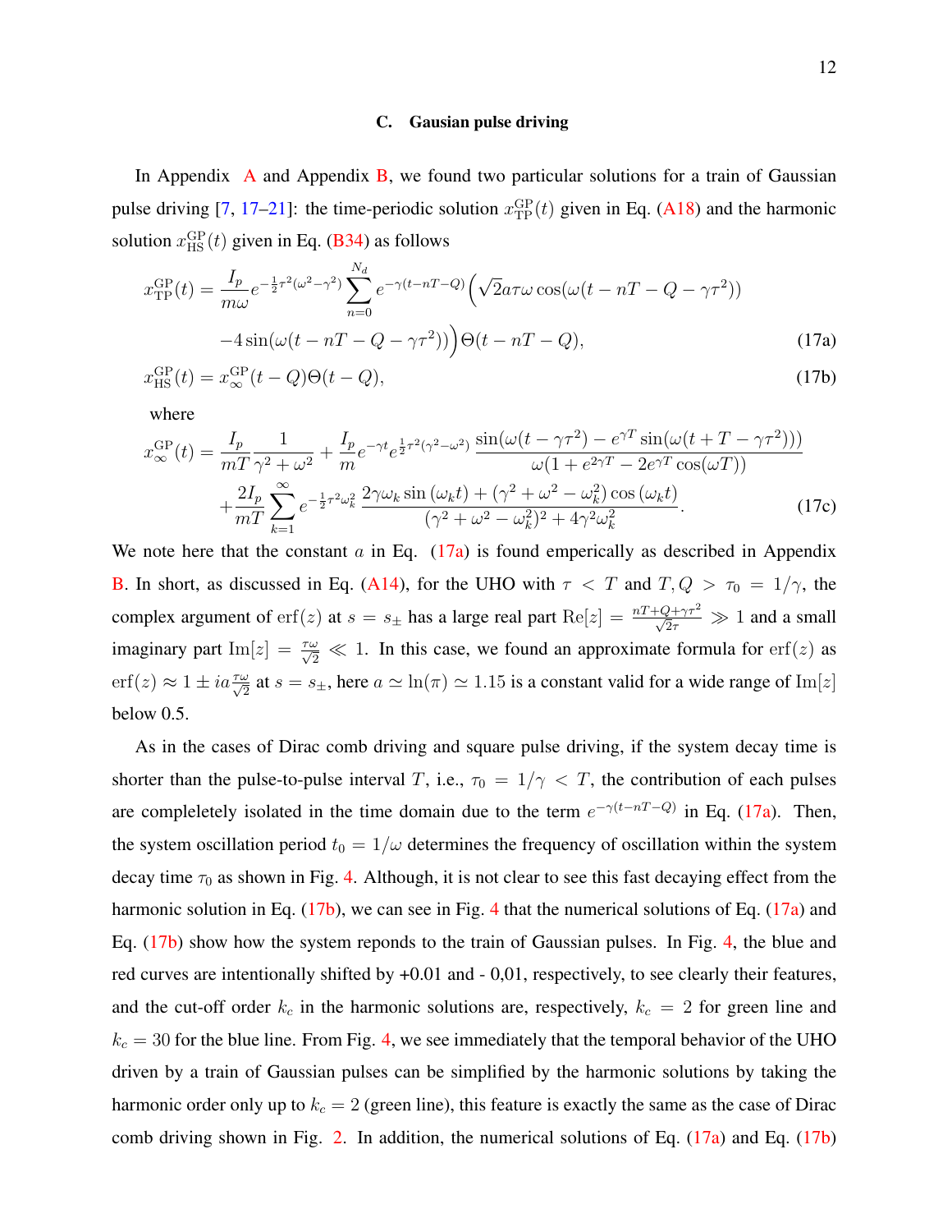### C. Gausian pulse driving

In Appendix A and Appendix B, we found two particular solutions for a train of Gaussian pulse driving [7, 17–21]: the time-periodic solution $x^{\rm GP}_{\rm TP}(t)$ given in Eq. (A18) and the harmonic solution $x^{\rm GP}_{\rm HS}(t)$ given in Eq. (B34) as follows

$$
\begin{aligned}
x^{\rm GP}_{\rm TP}(t) = \frac{I_p}{m\omega} e^{-\frac{1}{2}\tau^2(\omega^2-\gamma^2)} \sum_{n=0}^{N_d} e^{-\gamma(t-nT-Q)} \Big(\sqrt{2} a\tau\omega \cos(\omega(t-nT-Q-\gamma\tau^2)) \\
-4\sin(\omega(t-nT-Q-\gamma\tau^2))\Big)\Theta(t-nT-Q),
\end{aligned} \tag{17a}
$$

$$
x^{\rm GP}_{\rm HS}(t) = x^{\rm GP}_{\infty}(t-Q)\Theta(t-Q), \tag{17b}
$$

where

$$
\begin{aligned}
x^{\rm GP}_{\infty}(t) = \frac{I_p}{mT}\frac{1}{\gamma^2+\omega^2} + \frac{I_p}{m} e^{-\gamma t} e^{\frac{1}{2}\tau^2(\gamma^2-\omega^2)} \frac{\sin(\omega(t-\gamma\tau^2) - e^{\gamma T}\sin(\omega(t+T-\gamma\tau^2)))}{\omega(1+e^{2\gamma T}-2e^{\gamma T}\cos(\omega T))} \\
+\frac{2I_p}{mT}\sum_{k=1}^{\infty} e^{-\frac{1}{2}\tau^2\omega_k^2} \frac{2\gamma\omega_k \sin(\omega_k t) + (\gamma^2+\omega^2-\omega_k^2)\cos(\omega_k t)}{(\gamma^2+\omega^2-\omega_k^2)^2+4\gamma^2\omega_k^2}.
\end{aligned} \tag{17c}
$$

We note here that the constant $a$ in Eq. (17a) is found emperically as described in Appendix B. In short, as discussed in Eq. (A14), for the UHO with $\tau < T$ and $T, Q > \tau_0 = 1/\gamma$, the complex argument of ${\rm erf}(z)$ at $s = s_\pm$ has a large real part ${\rm Re}[z] = \frac{nT+Q+\gamma\tau^2}{\sqrt{2}\tau} \gg 1$ and a small imaginary part ${\rm Im}[z] = \frac{\tau\omega}{\sqrt{2}} \ll 1$. In this case, we found an approximate formula for ${\rm erf}(z)$ as ${\rm erf}(z) \approx 1 \pm ia\frac{\tau\omega}{\sqrt{2}}$ at $s = s_\pm$, here $a \simeq \ln(\pi) \simeq 1.15$ is a constant valid for a wide range of ${\rm Im}[z]$ below 0.5.

As in the cases of Dirac comb driving and square pulse driving, if the system decay time is shorter than the pulse-to-pulse interval $T$, i.e., $\tau_0 = 1/\gamma < T$, the contribution of each pulses are compleletely isolated in the time domain due to the term $e^{-\gamma(t-nT-Q)}$ in Eq. (17a). Then, the system oscillation period $t_0 = 1/\omega$ determines the frequency of oscillation within the system decay time $\tau_0$ as shown in Fig. 4. Although, it is not clear to see this fast decaying effect from the harmonic solution in Eq. (17b), we can see in Fig. 4 that the numerical solutions of Eq. (17a) and Eq. (17b) show how the system reponds to the train of Gaussian pulses. In Fig. 4, the blue and red curves are intentionally shifted by +0.01 and - 0,01, respectively, to see clearly their features, and the cut-off order $k_c$ in the harmonic solutions are, respectively, $k_c = 2$ for green line and $k_c = 30$ for the blue line. From Fig. 4, we see immediately that the temporal behavior of the UHO driven by a train of Gaussian pulses can be simplified by the harmonic solutions by taking the harmonic order only up to $k_c = 2$ (green line), this feature is exactly the same as the case of Dirac comb driving shown in Fig. 2. In addition, the numerical solutions of Eq. (17a) and Eq. (17b)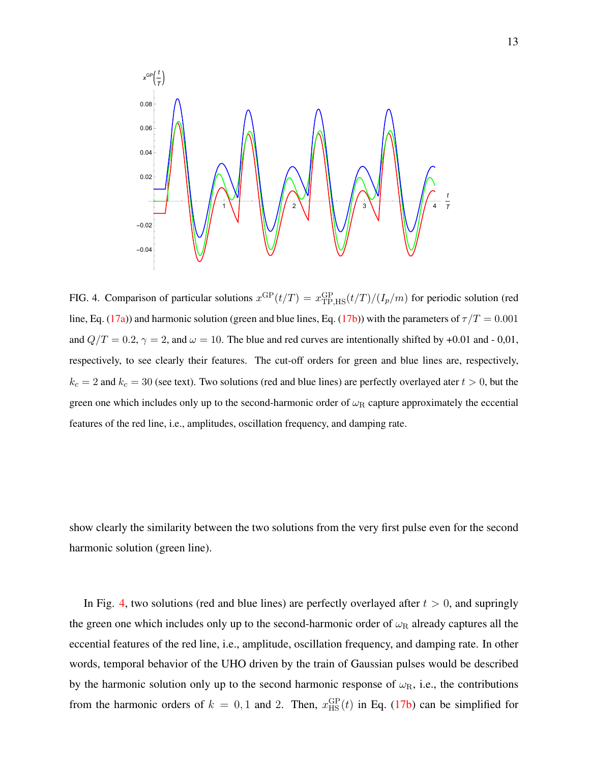FIG. 4. Comparison of particular solutions $x^{\rm GP}(t/T) = x^{\rm GP}_{\rm TP,HS}(t/T)/(I_p/m)$ for periodic solution (red line, Eq. (17a)) and harmonic solution (green and blue lines, Eq. (17b)) with the parameters of $\tau/T = 0.001$ and $Q/T = 0.2$, $\gamma = 2$, and $\omega = 10$. The blue and red curves are intentionally shifted by +0.01 and - 0,01, respectively, to see clearly their features. The cut-off orders for green and blue lines are, respectively, $k_c = 2$ and $k_c = 30$ (see text). Two solutions (red and blue lines) are perfectly overlayed ater $t > 0$, but the green one which includes only up to the second-harmonic order of $\omega_{\rm R}$ capture approximately the eccential features of the red line, i.e., amplitudes, oscillation frequency, and damping rate.

show clearly the similarity between the two solutions from the very first pulse even for the second harmonic solution (green line).

In Fig. 4, two solutions (red and blue lines) are perfectly overlayed after $t > 0$, and supringly the green one which includes only up to the second-harmonic order of $\omega_{\rm R}$ already captures all the eccential features of the red line, i.e., amplitude, oscillation frequency, and damping rate. In other words, temporal behavior of the UHO driven by the train of Gaussian pulses would be described by the harmonic solution only up to the second harmonic response of $\omega_{\rm R}$, i.e., the contributions from the harmonic orders of $k = 0, 1$ and $2$. Then, $x^{\rm GP}_{\rm HS}(t)$ in Eq. (17b) can be simplified for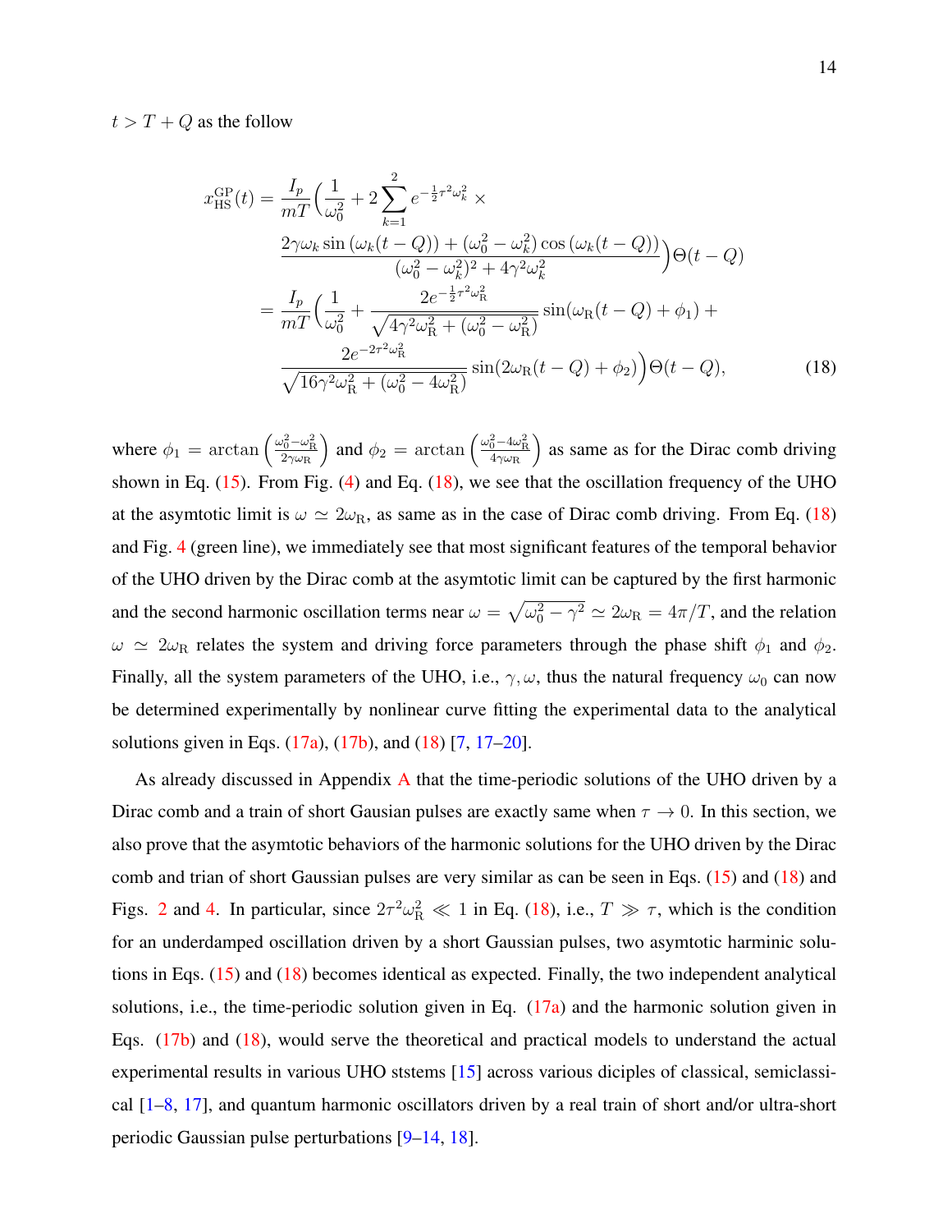$t > T + Q$ as the follow

$$
\begin{aligned}
x_{\rm HS}^{\rm GP}(t) &= \frac{I_p}{mT}\Big(\frac{1}{\omega_0^2} + 2\sum_{k=1}^{2} e^{-\frac{1}{2}\tau^2\omega_k^2} \times \\
&\qquad \frac{2\gamma\omega_k \sin\left(\omega_k(t-Q)\right) + (\omega_0^2-\omega_k^2)\cos\left(\omega_k(t-Q)\right)}{(\omega_0^2-\omega_k^2)^2 + 4\gamma^2\omega_k^2}\Big)\Theta(t-Q) \\
&= \frac{I_p}{mT}\Big(\frac{1}{\omega_0^2} + \frac{2e^{-\frac{1}{2}\tau^2\omega_{\rm R}^2}}{\sqrt{4\gamma^2\omega_{\rm R}^2 + (\omega_0^2-\omega_{\rm R}^2)}}\sin(\omega_{\rm R}(t-Q)+\phi_1) + \\
&\qquad \frac{2e^{-2\tau^2\omega_{\rm R}^2}}{\sqrt{16\gamma^2\omega_{\rm R}^2 + (\omega_0^2-4\omega_{\rm R}^2)}}\sin(2\omega_{\rm R}(t-Q)+\phi_2)\Big)\Theta(t-Q),
\end{aligned}
\tag{18}
$$

where $\phi_1 = \arctan\left(\frac{\omega_0^2-\omega_{\rm R}^2}{2\gamma\omega_{\rm R}}\right)$ and $\phi_2 = \arctan\left(\frac{\omega_0^2-4\omega_{\rm R}^2}{4\gamma\omega_{\rm R}}\right)$ as same as for the Dirac comb driving shown in Eq. (15). From Fig. (4) and Eq. (18), we see that the oscillation frequency of the UHO at the asymtotic limit is $\omega \simeq 2\omega_{\rm R}$, as same as in the case of Dirac comb driving. From Eq. (18) and Fig. 4 (green line), we immediately see that most significant features of the temporal behavior of the UHO driven by the Dirac comb at the asymtotic limit can be captured by the first harmonic and the second harmonic oscillation terms near $\omega = \sqrt{\omega_0^2-\gamma^2} \simeq 2\omega_{\rm R} = 4\pi/T$, and the relation $\omega \simeq 2\omega_{\rm R}$ relates the system and driving force parameters through the phase shift $\phi_1$ and $\phi_2$. Finally, all the system parameters of the UHO, i.e., $\gamma, \omega$, thus the natural frequency $\omega_0$ can now be determined experimentally by nonlinear curve fitting the experimental data to the analytical solutions given in Eqs. (17a), (17b), and (18) [7, 17–20].

As already discussed in Appendix A that the time-periodic solutions of the UHO driven by a Dirac comb and a train of short Gausian pulses are exactly same when $\tau \to 0$. In this section, we also prove that the asymtotic behaviors of the harmonic solutions for the UHO driven by the Dirac comb and trian of short Gaussian pulses are very similar as can be seen in Eqs. (15) and (18) and Figs. 2 and 4. In particular, since $2\tau^2\omega_{\rm R}^2 \ll 1$ in Eq. (18), i.e., $T \gg \tau$, which is the condition for an underdamped oscillation driven by a short Gaussian pulses, two asymtotic harminic solutions in Eqs. (15) and (18) becomes identical as expected. Finally, the two independent analytical solutions, i.e., the time-periodic solution given in Eq. (17a) and the harmonic solution given in Eqs. (17b) and (18), would serve the theoretical and practical models to understand the actual experimental results in various UHO ststems [15] across various diciples of classical, semiclassical [1–8, 17], and quantum harmonic oscillators driven by a real train of short and/or ultra-short periodic Gaussian pulse perturbations [9–14, 18].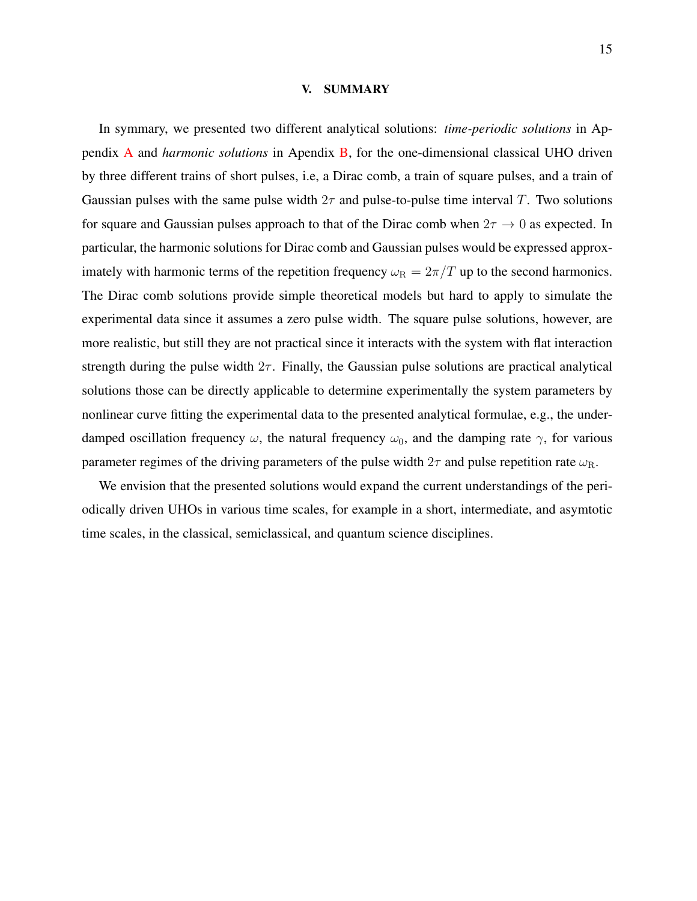## V. SUMMARY

In symmary, we presented two different analytical solutions: *time-periodic solutions* in Appendix A and *harmonic solutions* in Apendix B, for the one-dimensional classical UHO driven by three different trains of short pulses, i.e, a Dirac comb, a train of square pulses, and a train of Gaussian pulses with the same pulse width $2\tau$ and pulse-to-pulse time interval $T$. Two solutions for square and Gaussian pulses approach to that of the Dirac comb when $2\tau \to 0$ as expected. In particular, the harmonic solutions for Dirac comb and Gaussian pulses would be expressed approximately with harmonic terms of the repetition frequency $\omega_{\mathrm{R}} = 2\pi/T$ up to the second harmonics. The Dirac comb solutions provide simple theoretical models but hard to apply to simulate the experimental data since it assumes a zero pulse width. The square pulse solutions, however, are more realistic, but still they are not practical since it interacts with the system with flat interaction strength during the pulse width $2\tau$. Finally, the Gaussian pulse solutions are practical analytical solutions those can be directly applicable to determine experimentally the system parameters by nonlinear curve fitting the experimental data to the presented analytical formulae, e.g., the underdamped oscillation frequency $\omega$, the natural frequency $\omega_0$, and the damping rate $\gamma$, for various parameter regimes of the driving parameters of the pulse width $2\tau$ and pulse repetition rate $\omega_{\mathrm{R}}$.

We envision that the presented solutions would expand the current understandings of the periodically driven UHOs in various time scales, for example in a short, intermediate, and asymtotic time scales, in the classical, semiclassical, and quantum science disciplines.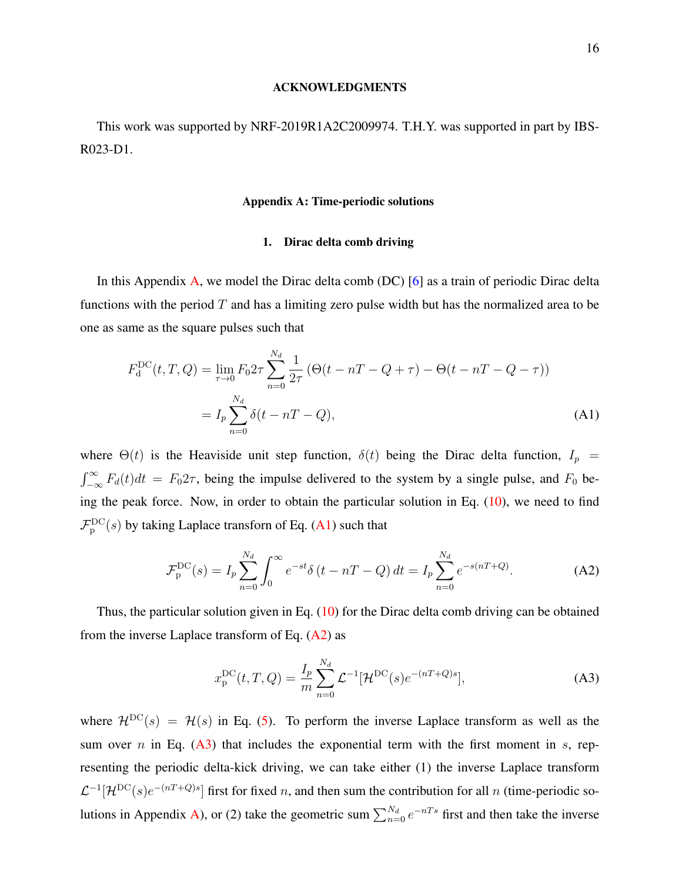## ACKNOWLEDGMENTS

This work was supported by NRF-2019R1A2C2009974. T.H.Y. was supported in part by IBS-R023-D1.

## Appendix A: Time-periodic solutions

### 1. Dirac delta comb driving

In this Appendix A, we model the Dirac delta comb (DC) [6] as a train of periodic Dirac delta functions with the period $T$ and has a limiting zero pulse width but has the normalized area to be one as same as the square pulses such that

$$
\begin{aligned}
F_{\rm d}^{\rm DC}(t,T,Q) &= \lim_{\tau\to 0} F_0 2\tau \sum_{n=0}^{N_d} \frac{1}{2\tau}\left(\Theta(t-nT-Q+\tau)-\Theta(t-nT-Q-\tau)\right) \\
&= I_p \sum_{n=0}^{N_d} \delta(t-nT-Q),
\end{aligned}
\tag{A1}
$$

where $\Theta(t)$ is the Heaviside unit step function, $\delta(t)$ being the Dirac delta function, $I_p = \int_{-\infty}^{\infty} F_d(t)dt = F_0 2\tau$, being the impulse delivered to the system by a single pulse, and $F_0$ being the peak force. Now, in order to obtain the particular solution in Eq. (10), we need to find $\mathcal{F}_{\rm p}^{\rm DC}(s)$ by taking Laplace transform of Eq. (A1) such that

$$
\mathcal{F}_{\rm p}^{\rm DC}(s) = I_p \sum_{n=0}^{N_d} \int_0^{\infty} e^{-st}\delta\left(t-nT-Q\right)dt = I_p \sum_{n=0}^{N_d} e^{-s(nT+Q)}. \tag{A2}
$$

Thus, the particular solution given in Eq. (10) for the Dirac delta comb driving can be obtained from the inverse Laplace transform of Eq. (A2) as

$$
x_{\rm p}^{\rm DC}(t,T,Q) = \frac{I_p}{m}\sum_{n=0}^{N_d} \mathcal{L}^{-1}[\mathcal{H}^{\rm DC}(s)e^{-(nT+Q)s}], \tag{A3}
$$

where $\mathcal{H}^{\rm DC}(s) = \mathcal{H}(s)$ in Eq. (5). To perform the inverse Laplace transform as well as the sum over $n$ in Eq. (A3) that includes the exponential term with the first moment in $s$, representing the periodic delta-kick driving, we can take either (1) the inverse Laplace transform $\mathcal{L}^{-1}[\mathcal{H}^{\rm DC}(s)e^{-(nT+Q)s}]$ first for fixed $n$, and then sum the contribution for all $n$ (time-periodic solutions in Appendix A), or (2) take the geometric sum $\sum_{n=0}^{N_d} e^{-nTs}$ first and then take the inverse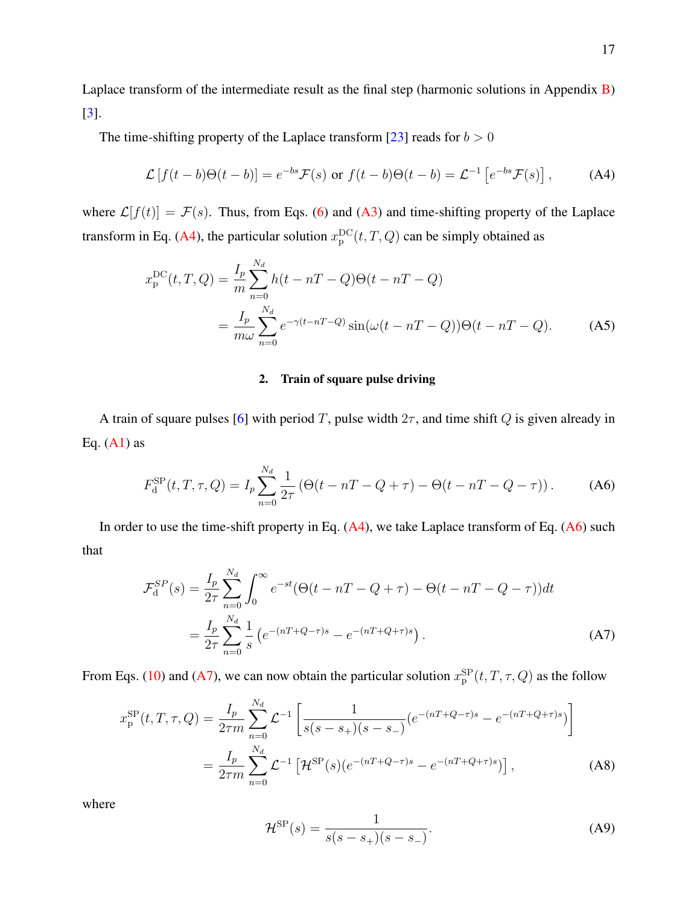Laplace transform of the intermediate result as the final step (harmonic solutions in Appendix B) [3].

The time-shifting property of the Laplace transform [23] reads for $b > 0$

$$\mathcal{L}\left[f(t-b)\Theta(t-b)\right] = e^{-bs}\mathcal{F}(s) \text{ or } f(t-b)\Theta(t-b) = \mathcal{L}^{-1}\left[e^{-bs}\mathcal{F}(s)\right], \tag{A4}$$

where $\mathcal{L}[f(t)] = \mathcal{F}(s)$. Thus, from Eqs. (6) and (A3) and time-shifting property of the Laplace transform in Eq. (A4), the particular solution $x_{\mathrm{p}}^{\mathrm{DC}}(t,T,Q)$ can be simply obtained as

$$\begin{aligned} x_{\mathrm{p}}^{\mathrm{DC}}(t,T,Q) &= \frac{I_p}{m}\sum_{n=0}^{N_d} h(t-nT-Q)\Theta(t-nT-Q) \\ &= \frac{I_p}{m\omega}\sum_{n=0}^{N_d} e^{-\gamma(t-nT-Q)}\sin(\omega(t-nT-Q))\Theta(t-nT-Q). \end{aligned} \tag{A5}$$

## 2. Train of square pulse driving

A train of square pulses [6] with period $T$, pulse width $2\tau$, and time shift $Q$ is given already in Eq. (A1) as

$$F_{\mathrm{d}}^{\mathrm{SP}}(t,T,\tau,Q) = I_p\sum_{n=0}^{N_d}\frac{1}{2\tau}\left(\Theta(t-nT-Q+\tau) - \Theta(t-nT-Q-\tau)\right). \tag{A6}$$

In order to use the time-shift property in Eq. (A4), we take Laplace transform of Eq. (A6) such that

$$\begin{aligned} \mathcal{F}_{\mathrm{d}}^{SP}(s) &= \frac{I_p}{2\tau}\sum_{n=0}^{N_d}\int_0^\infty e^{-st}(\Theta(t-nT-Q+\tau) - \Theta(t-nT-Q-\tau))dt \\ &= \frac{I_p}{2\tau}\sum_{n=0}^{N_d}\frac{1}{s}\left(e^{-(nT+Q-\tau)s} - e^{-(nT+Q+\tau)s}\right). \end{aligned} \tag{A7}$$

From Eqs. (10) and (A7), we can now obtain the particular solution $x_{\mathrm{p}}^{\mathrm{SP}}(t,T,\tau,Q)$ as the follow

$$\begin{aligned} x_{\mathrm{p}}^{\mathrm{SP}}(t,T,\tau,Q) &= \frac{I_p}{2\tau m}\sum_{n=0}^{N_d}\mathcal{L}^{-1}\left[\frac{1}{s(s-s_+)(s-s_-)}(e^{-(nT+Q-\tau)s} - e^{-(nT+Q+\tau)s})\right] \\ &= \frac{I_p}{2\tau m}\sum_{n=0}^{N_d}\mathcal{L}^{-1}\left[\mathcal{H}^{\mathrm{SP}}(s)(e^{-(nT+Q-\tau)s} - e^{-(nT+Q+\tau)s})\right], \end{aligned} \tag{A8}$$

where

$$\mathcal{H}^{\mathrm{SP}}(s) = \frac{1}{s(s-s_+)(s-s_-)}. \tag{A9}$$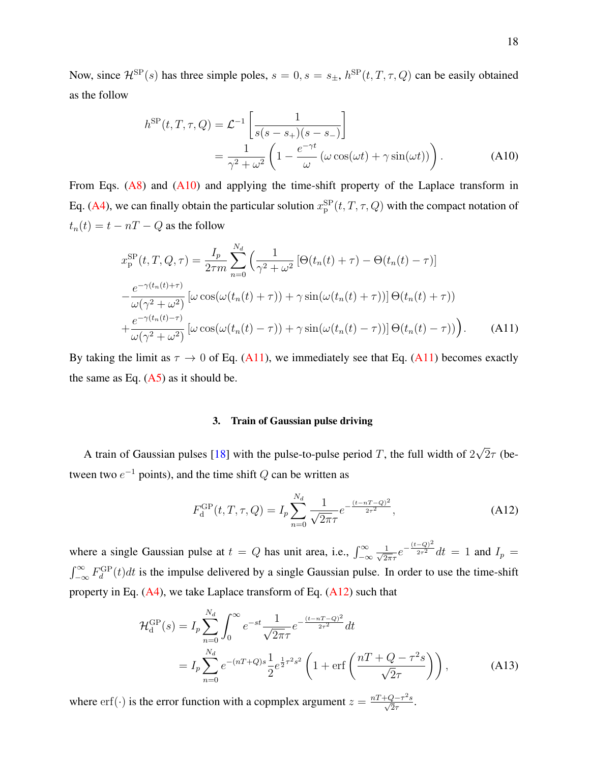Now, since $\mathcal{H}^{\rm SP}(s)$ has three simple poles, $s = 0, s = s_{\pm}$, $h^{\rm SP}(t, T, \tau, Q)$ can be easily obtained as the follow

$$
\begin{aligned}
h^{\rm SP}(t, T, \tau, Q) &= \mathcal{L}^{-1}\left[\frac{1}{s(s-s_+)(s-s_-)}\right] \\
&= \frac{1}{\gamma^2+\omega^2}\left(1 - \frac{e^{-\gamma t}}{\omega}\left(\omega\cos(\omega t) + \gamma\sin(\omega t)\right)\right).
\end{aligned} \tag{A10}
$$

From Eqs. (A8) and (A10) and applying the time-shift property of the Laplace transform in Eq. (A4), we can finally obtain the particular solution $x_{\rm p}^{\rm SP}(t, T, \tau, Q)$ with the compact notation of $t_n(t) = t - nT - Q$ as the follow

$$
\begin{aligned}
x_{\rm p}^{\rm SP}(t, T, Q, \tau) = \frac{I_p}{2\tau m}\sum_{n=0}^{N_d}\Big(&\frac{1}{\gamma^2+\omega^2}\left[\Theta(t_n(t)+\tau) - \Theta(t_n(t)-\tau)\right] \\
-&\frac{e^{-\gamma(t_n(t)+\tau)}}{\omega(\gamma^2+\omega^2)}\left[\omega\cos(\omega(t_n(t)+\tau)) + \gamma\sin(\omega(t_n(t)+\tau))\right]\Theta(t_n(t)+\tau)) \\
+&\frac{e^{-\gamma(t_n(t)-\tau)}}{\omega(\gamma^2+\omega^2)}\left[\omega\cos(\omega(t_n(t)-\tau)) + \gamma\sin(\omega(t_n(t)-\tau))\right]\Theta(t_n(t)-\tau))\Big).
\end{aligned} \tag{A11}
$$

By taking the limit as $\tau \to 0$ of Eq. (A11), we immediately see that Eq. (A11) becomes exactly the same as Eq. (A5) as it should be.

### 3. Train of Gaussian pulse driving

A train of Gaussian pulses [18] with the pulse-to-pulse period $T$, the full width of $2\sqrt{2}\tau$ (between two $e^{-1}$ points), and the time shift $Q$ can be written as

$$
F_{\rm d}^{\rm GP}(t, T, \tau, Q) = I_p \sum_{n=0}^{N_d} \frac{1}{\sqrt{2\pi}\tau} e^{-\frac{(t-nT-Q)^2}{2\tau^2}}, \tag{A12}
$$

where a single Gaussian pulse at $t = Q$ has unit area, i.e., $\int_{-\infty}^{\infty} \frac{1}{\sqrt{2\pi}\tau} e^{-\frac{(t-Q)^2}{2\tau^2}} dt = 1$ and $I_p = \int_{-\infty}^{\infty} F_d^{\rm GP}(t)dt$ is the impulse delivered by a single Gaussian pulse. In order to use the time-shift property in Eq. (A4), we take Laplace transform of Eq. (A12) such that

$$
\begin{aligned}
\mathcal{H}_{\rm d}^{\rm GP}(s) &= I_p \sum_{n=0}^{N_d} \int_0^{\infty} e^{-st} \frac{1}{\sqrt{2\pi}\tau} e^{-\frac{(t-nT-Q)^2}{2\tau^2}} dt \\
&= I_p \sum_{n=0}^{N_d} e^{-(nT+Q)s} \frac{1}{2} e^{\frac{1}{2}\tau^2 s^2}\left(1 + \operatorname{erf}\left(\frac{nT+Q-\tau^2 s}{\sqrt{2}\tau}\right)\right),
\end{aligned} \tag{A13}
$$

where $\operatorname{erf}(\cdot)$ is the error function with a copmplex argument $z = \frac{nT+Q-\tau^2 s}{\sqrt{2}\tau}$.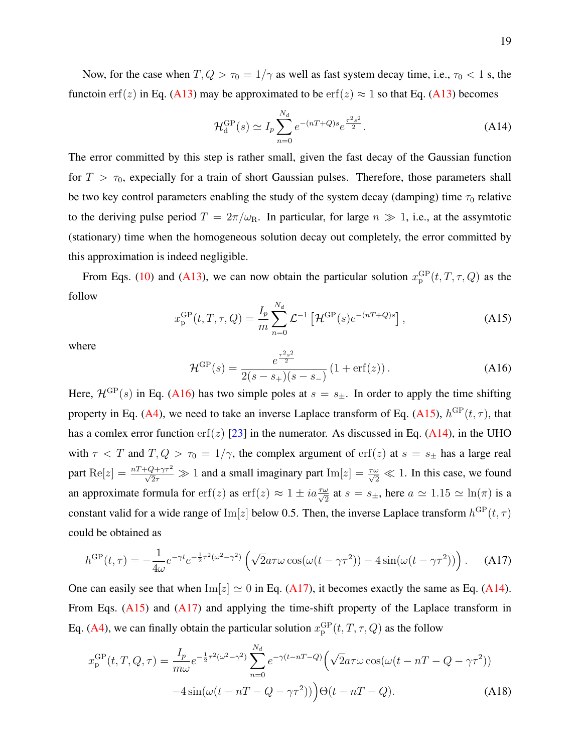Now, for the case when $T, Q > \tau_0 = 1/\gamma$ as well as fast system decay time, i.e., $\tau_0 < 1$ s, the functoin $\mathrm{erf}(z)$ in Eq. (A13) may be approximated to be $\mathrm{erf}(z) \approx 1$ so that Eq. (A13) becomes

$$\mathcal{H}_{\mathrm{d}}^{\mathrm{GP}}(s) \simeq I_p \sum_{n=0}^{N_d} e^{-(nT+Q)s} e^{\frac{\tau^2 s^2}{2}}. \tag{A14}$$

The error committed by this step is rather small, given the fast decay of the Gaussian function for $T > \tau_0$, expecially for a train of short Gaussian pulses. Therefore, those parameters shall be two key control parameters enabling the study of the system decay (damping) time $\tau_0$ relative to the deriving pulse period $T = 2\pi/\omega_{\mathrm{R}}$. In particular, for large $n \gg 1$, i.e., at the assymtotic (stationary) time when the homogeneous solution decay out completely, the error committed by this approximation is indeed negligible.

From Eqs. (10) and (A13), we can now obtain the particular solution $x_{\mathrm{p}}^{\mathrm{GP}}(t, T, \tau, Q)$ as the follow

$$x_{\mathrm{p}}^{\mathrm{GP}}(t, T, \tau, Q) = \frac{I_p}{m} \sum_{n=0}^{N_d} \mathcal{L}^{-1}\left[\mathcal{H}^{\mathrm{GP}}(s) e^{-(nT+Q)s}\right], \tag{A15}$$

where

$$\mathcal{H}^{\mathrm{GP}}(s) = \frac{e^{\frac{\tau^2 s^2}{2}}}{2(s-s_+)(s-s_-)} \left(1 + \mathrm{erf}(z)\right). \tag{A16}$$

Here, $\mathcal{H}^{\mathrm{GP}}(s)$ in Eq. (A16) has two simple poles at $s = s_\pm$. In order to apply the time shifting property in Eq. (A4), we need to take an inverse Laplace transform of Eq. (A15), $h^{\mathrm{GP}}(t, \tau)$, that has a comlex error function $\mathrm{erf}(z)$ [23] in the numerator. As discussed in Eq. (A14), in the UHO with $\tau < T$ and $T, Q > \tau_0 = 1/\gamma$, the complex argument of $\mathrm{erf}(z)$ at $s = s_\pm$ has a large real part $\mathrm{Re}[z] = \frac{nT+Q+\gamma\tau^2}{\sqrt{2}\tau} \gg 1$ and a small imaginary part $\mathrm{Im}[z] = \frac{\tau\omega}{\sqrt{2}} \ll 1$. In this case, we found an approximate formula for $\mathrm{erf}(z)$ as $\mathrm{erf}(z) \approx 1 \pm ia\frac{\tau\omega}{\sqrt{2}}$ at $s = s_\pm$, here $a \simeq 1.15 \simeq \ln(\pi)$ is a constant valid for a wide range of $\mathrm{Im}[z]$ below 0.5. Then, the inverse Laplace transform $h^{\mathrm{GP}}(t, \tau)$ could be obtained as

$$h^{\mathrm{GP}}(t, \tau) = -\frac{1}{4\omega} e^{-\gamma t} e^{-\frac{1}{2}\tau^2(\omega^2 - \gamma^2)} \left(\sqrt{2} a \tau \omega \cos(\omega(t - \gamma\tau^2)) - 4\sin(\omega(t - \gamma\tau^2))\right). \tag{A17}$$

One can easily see that when $\mathrm{Im}[z] \simeq 0$ in Eq. (A17), it becomes exactly the same as Eq. (A14). From Eqs. (A15) and (A17) and applying the time-shift property of the Laplace transform in Eq. (A4), we can finally obtain the particular solution $x_{\mathrm{p}}^{\mathrm{GP}}(t, T, \tau, Q)$ as the follow

$$\begin{aligned} x_{\mathrm{p}}^{\mathrm{GP}}(t, T, Q, \tau) = \frac{I_p}{m\omega} e^{-\frac{1}{2}\tau^2(\omega^2-\gamma^2)} \sum_{n=0}^{N_d} e^{-\gamma(t-nT-Q)} \Big( &\sqrt{2} a \tau \omega \cos(\omega(t - nT - Q - \gamma\tau^2)) \\ &-4\sin(\omega(t - nT - Q - \gamma\tau^2))\Big)\Theta(t - nT - Q). \end{aligned} \tag{A18}$$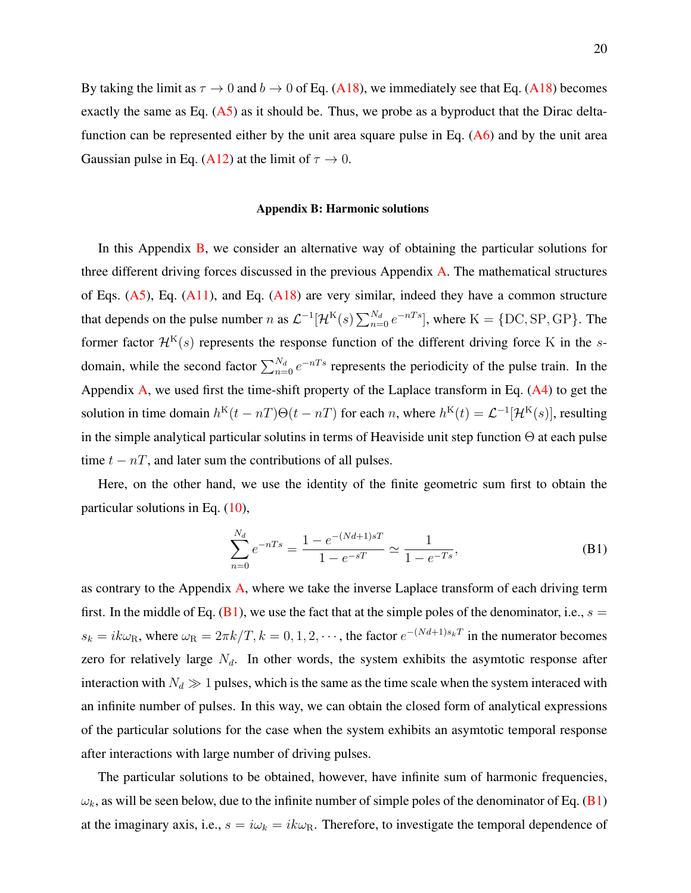By taking the limit as $\tau \to 0$ and $b \to 0$ of Eq. (A18), we immediately see that Eq. (A18) becomes exactly the same as Eq. (A5) as it should be. Thus, we probe as a byproduct that the Dirac delta-function can be represented either by the unit area square pulse in Eq. (A6) and by the unit area Gaussian pulse in Eq. (A12) at the limit of $\tau \to 0$.

### Appendix B: Harmonic solutions

In this Appendix B, we consider an alternative way of obtaining the particular solutions for three different driving forces discussed in the previous Appendix A. The mathematical structures of Eqs. (A5), Eq. (A11), and Eq. (A18) are very similar, indeed they have a common structure that depends on the pulse number $n$ as $\mathcal{L}^{-1}[\mathcal{H}^{\mathrm{K}}(s)\sum_{n=0}^{N_d} e^{-nTs}]$, where $\mathrm{K} = \{\mathrm{DC}, \mathrm{SP}, \mathrm{GP}\}$. The former factor $\mathcal{H}^{\mathrm{K}}(s)$ represents the response function of the different driving force K in the $s$-domain, while the second factor $\sum_{n=0}^{N_d} e^{-nTs}$ represents the periodicity of the pulse train. In the Appendix A, we used first the time-shift property of the Laplace transform in Eq. (A4) to get the solution in time domain $h^{\mathrm{K}}(t-nT)\Theta(t-nT)$ for each $n$, where $h^{\mathrm{K}}(t) = \mathcal{L}^{-1}[\mathcal{H}^{\mathrm{K}}(s)]$, resulting in the simple analytical particular solutins in terms of Heaviside unit step function $\Theta$ at each pulse time $t - nT$, and later sum the contributions of all pulses.

Here, on the other hand, we use the identity of the finite geometric sum first to obtain the particular solutions in Eq. (10),

$$\sum_{n=0}^{N_d} e^{-nTs} = \frac{1 - e^{-(Nd+1)sT}}{1 - e^{-sT}} \simeq \frac{1}{1 - e^{-Ts}}, \tag{B1}$$

as contrary to the Appendix A, where we take the inverse Laplace transform of each driving term first. In the middle of Eq. (B1), we use the fact that at the simple poles of the denominator, i.e., $s = s_k = ik\omega_{\mathrm{R}}$, where $\omega_{\mathrm{R}} = 2\pi k/T, k = 0, 1, 2, \cdots$, the factor $e^{-(Nd+1)s_k T}$ in the numerator becomes zero for relatively large $N_d$. In other words, the system exhibits the asymtotic response after interaction with $N_d \gg 1$ pulses, which is the same as the time scale when the system interaced with an infinite number of pulses. In this way, we can obtain the closed form of analytical expressions of the particular solutions for the case when the system exhibits an asymtotic temporal response after interactions with large number of driving pulses.

The particular solutions to be obtained, however, have infinite sum of harmonic frequencies, $\omega_k$, as will be seen below, due to the infinite number of simple poles of the denominator of Eq. (B1) at the imaginary axis, i.e., $s = i\omega_k = ik\omega_{\mathrm{R}}$. Therefore, to investigate the temporal dependence of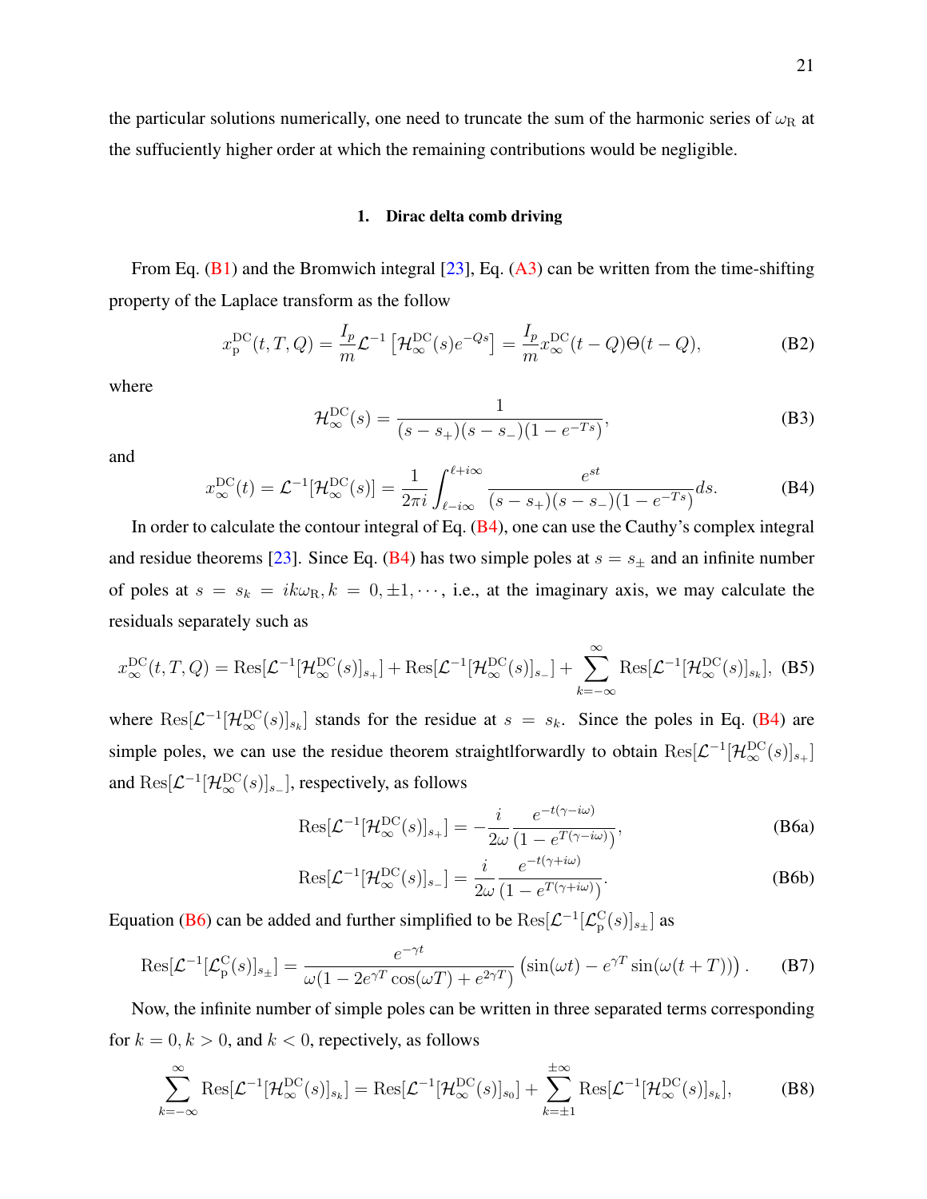the particular solutions numerically, one need to truncate the sum of the harmonic series of $\omega_{\mathrm{R}}$ at the suffuciently higher order at which the remaining contributions would be negligible.

### 1. Dirac delta comb driving

From Eq. (B1) and the Bromwich integral [23], Eq. (A3) can be written from the time-shifting property of the Laplace transform as the follow

$$x_{\mathrm{p}}^{\mathrm{DC}}(t,T,Q) = \frac{I_p}{m}\mathcal{L}^{-1}\left[\mathcal{H}_{\infty}^{\mathrm{DC}}(s)e^{-Qs}\right] = \frac{I_p}{m}x_{\infty}^{\mathrm{DC}}(t-Q)\Theta(t-Q), \tag{B2}$$

where

$$\mathcal{H}_{\infty}^{\mathrm{DC}}(s) = \frac{1}{(s-s_+)(s-s_-)(1-e^{-Ts})}, \tag{B3}$$

and

$$x_{\infty}^{\mathrm{DC}}(t) = \mathcal{L}^{-1}[\mathcal{H}_{\infty}^{\mathrm{DC}}(s)] = \frac{1}{2\pi i}\int_{\ell-i\infty}^{\ell+i\infty}\frac{e^{st}}{(s-s_+)(s-s_-)(1-e^{-Ts})}ds. \tag{B4}$$

In order to calculate the contour integral of Eq. (B4), one can use the Cauthy's complex integral and residue theorems [23]. Since Eq. (B4) has two simple poles at $s = s_{\pm}$ and an infinite number of poles at $s = s_k = ik\omega_{\mathrm{R}}, k = 0, \pm1, \cdots$, i.e., at the imaginary axis, we may calculate the residuals separately such as

$$x_{\infty}^{\mathrm{DC}}(t,T,Q) = \mathrm{Res}[\mathcal{L}^{-1}[\mathcal{H}_{\infty}^{\mathrm{DC}}(s)]_{s_+}] + \mathrm{Res}[\mathcal{L}^{-1}[\mathcal{H}_{\infty}^{\mathrm{DC}}(s)]_{s_-}] + \sum_{k=-\infty}^{\infty}\mathrm{Res}[\mathcal{L}^{-1}[\mathcal{H}_{\infty}^{\mathrm{DC}}(s)]_{s_k}], \tag{B5}$$

where $\mathrm{Res}[\mathcal{L}^{-1}[\mathcal{H}_{\infty}^{\mathrm{DC}}(s)]_{s_k}]$ stands for the residue at $s = s_k$. Since the poles in Eq. (B4) are simple poles, we can use the residue theorem straightlforwardly to obtain $\mathrm{Res}[\mathcal{L}^{-1}[\mathcal{H}_{\infty}^{\mathrm{DC}}(s)]_{s_+}]$ and $\mathrm{Res}[\mathcal{L}^{-1}[\mathcal{H}_{\infty}^{\mathrm{DC}}(s)]_{s_-}]$, respectively, as follows

$$\mathrm{Res}[\mathcal{L}^{-1}[\mathcal{H}_{\infty}^{\mathrm{DC}}(s)]_{s_+}] = -\frac{i}{2\omega}\frac{e^{-t(\gamma-i\omega)}}{(1-e^{T(\gamma-i\omega)})}, \tag{B6a}$$

$$\mathrm{Res}[\mathcal{L}^{-1}[\mathcal{H}_{\infty}^{\mathrm{DC}}(s)]_{s_-}] = \frac{i}{2\omega}\frac{e^{-t(\gamma+i\omega)}}{(1-e^{T(\gamma+i\omega)})}. \tag{B6b}$$

Equation (B6) can be added and further simplified to be $\mathrm{Res}[\mathcal{L}^{-1}[\mathcal{L}_{\mathrm{p}}^{\mathrm{C}}(s)]_{s_{\pm}}]$ as

$$\mathrm{Res}[\mathcal{L}^{-1}[\mathcal{L}_{\mathrm{p}}^{\mathrm{C}}(s)]_{s_{\pm}}] = \frac{e^{-\gamma t}}{\omega(1-2e^{\gamma T}\cos(\omega T)+e^{2\gamma T})}\left(\sin(\omega t) - e^{\gamma T}\sin(\omega(t+T))\right). \tag{B7}$$

Now, the infinite number of simple poles can be written in three separated terms corresponding for $k = 0, k > 0$, and $k < 0$, repectively, as follows

$$\sum_{k=-\infty}^{\infty}\mathrm{Res}[\mathcal{L}^{-1}[\mathcal{H}_{\infty}^{\mathrm{DC}}(s)]_{s_k}] = \mathrm{Res}[\mathcal{L}^{-1}[\mathcal{H}_{\infty}^{\mathrm{DC}}(s)]_{s_0}] + \sum_{k=\pm1}^{\pm\infty}\mathrm{Res}[\mathcal{L}^{-1}[\mathcal{H}_{\infty}^{\mathrm{DC}}(s)]_{s_k}], \tag{B8}$$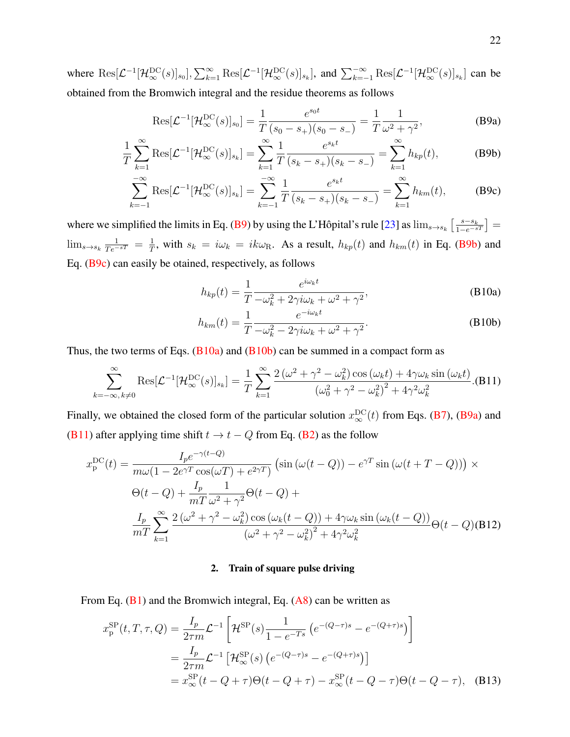where $\mathrm{Res}[\mathcal{L}^{-1}[\mathcal{H}^{\mathrm{DC}}_{\infty}(s)]_{s_0}], \sum_{k=1}^{\infty} \mathrm{Res}[\mathcal{L}^{-1}[\mathcal{H}^{\mathrm{DC}}_{\infty}(s)]_{s_k}]$, and $\sum_{k=-1}^{-\infty} \mathrm{Res}[\mathcal{L}^{-1}[\mathcal{H}^{\mathrm{DC}}_{\infty}(s)]_{s_k}]$ can be obtained from the Bromwich integral and the residue theorems as follows

$$\mathrm{Res}[\mathcal{L}^{-1}[\mathcal{H}^{\mathrm{DC}}_{\infty}(s)]_{s_0}] = \frac{1}{T}\frac{e^{s_0 t}}{(s_0 - s_+)(s_0 - s_-)} = \frac{1}{T}\frac{1}{\omega^2+\gamma^2}, \tag{B9a}$$

$$\frac{1}{T}\sum_{k=1}^{\infty} \mathrm{Res}[\mathcal{L}^{-1}[\mathcal{H}^{\mathrm{DC}}_{\infty}(s)]_{s_k}] = \sum_{k=1}^{\infty}\frac{1}{T}\frac{e^{s_k t}}{(s_k - s_+)(s_k - s_-)} = \sum_{k=1}^{\infty} h_{kp}(t), \tag{B9b}$$

$$\sum_{k=-1}^{-\infty} \mathrm{Res}[\mathcal{L}^{-1}[\mathcal{H}^{\mathrm{DC}}_{\infty}(s)]_{s_k}] = \sum_{k=-1}^{-\infty}\frac{1}{T}\frac{e^{s_k t}}{(s_k - s_+)(s_k - s_-)} = \sum_{k=1}^{\infty} h_{km}(t), \tag{B9c}$$

where we simplified the limits in Eq. (B9) by using the L'Hôpital's rule [23] as $\lim_{s\to s_k}\left[\frac{s-s_k}{1-e^{-sT}}\right] = \lim_{s\to s_k}\frac{1}{Te^{-sT}} = \frac{1}{T}$, with $s_k = i\omega_k = ik\omega_{\mathrm{R}}$. As a result, $h_{kp}(t)$ and $h_{km}(t)$ in Eq. (B9b) and Eq. (B9c) can easily be otained, respectively, as follows

$$h_{kp}(t) = \frac{1}{T}\frac{e^{i\omega_k t}}{-\omega_k^2 + 2\gamma i\omega_k + \omega^2 + \gamma^2}, \tag{B10a}$$

$$h_{km}(t) = \frac{1}{T}\frac{e^{-i\omega_k t}}{-\omega_k^2 - 2\gamma i\omega_k + \omega^2 + \gamma^2}. \tag{B10b}$$

Thus, the two terms of Eqs. (B10a) and (B10b) can be summed in a compact form as

$$\sum_{k=-\infty,\,k\neq 0}^{\infty} \mathrm{Res}[\mathcal{L}^{-1}[\mathcal{H}^{\mathrm{DC}}_{\infty}(s)]_{s_k}] = \frac{1}{T}\sum_{k=1}^{\infty}\frac{2\left(\omega^2+\gamma^2-\omega_k^2\right)\cos\left(\omega_k t\right) + 4\gamma\omega_k\sin\left(\omega_k t\right)}{\left(\omega_0^2+\gamma^2-\omega_k^2\right)^2 + 4\gamma^2\omega_k^2}. \tag{B11}$$

Finally, we obtained the closed form of the particular solution $x_{\infty}^{\mathrm{DC}}(t)$ from Eqs. (B7), (B9a) and (B11) after applying time shift $t \to t - Q$ from Eq. (B2) as the follow

$$\begin{aligned} x_{\mathrm{p}}^{\mathrm{DC}}(t) = {} & \frac{I_p e^{-\gamma(t-Q)}}{m\omega(1-2e^{\gamma T}\cos(\omega T) + e^{2\gamma T})}\left(\sin\left(\omega(t-Q)\right) - e^{\gamma T}\sin\left(\omega(t+T-Q)\right)\right) \times \\ & \Theta(t-Q) + \frac{I_p}{mT}\frac{1}{\omega^2+\gamma^2}\Theta(t-Q) + \\ & \frac{I_p}{mT}\sum_{k=1}^{\infty}\frac{2\left(\omega^2+\gamma^2-\omega_k^2\right)\cos\left(\omega_k(t-Q)\right) + 4\gamma\omega_k\sin\left(\omega_k(t-Q)\right)}{\left(\omega^2+\gamma^2-\omega_k^2\right)^2 + 4\gamma^2\omega_k^2}\Theta(t-Q) \end{aligned} \tag{B12}$$

## 2. Train of square pulse driving

From Eq. (B1) and the Bromwich integral, Eq. (A8) can be written as

$$\begin{aligned} x_{\mathrm{p}}^{\mathrm{SP}}(t,T,\tau,Q) &= \frac{I_p}{2\tau m}\mathcal{L}^{-1}\left[\mathcal{H}^{\mathrm{SP}}(s)\frac{1}{1-e^{-Ts}}\left(e^{-(Q-\tau)s} - e^{-(Q+\tau)s}\right)\right] \\ &= \frac{I_p}{2\tau m}\mathcal{L}^{-1}\left[\mathcal{H}^{\mathrm{SP}}_{\infty}(s)\left(e^{-(Q-\tau)s} - e^{-(Q+\tau)s}\right)\right] \\ &= x_{\infty}^{\mathrm{SP}}(t-Q+\tau)\Theta(t-Q+\tau) - x_{\infty}^{\mathrm{SP}}(t-Q-\tau)\Theta(t-Q-\tau), \end{aligned} \tag{B13}$$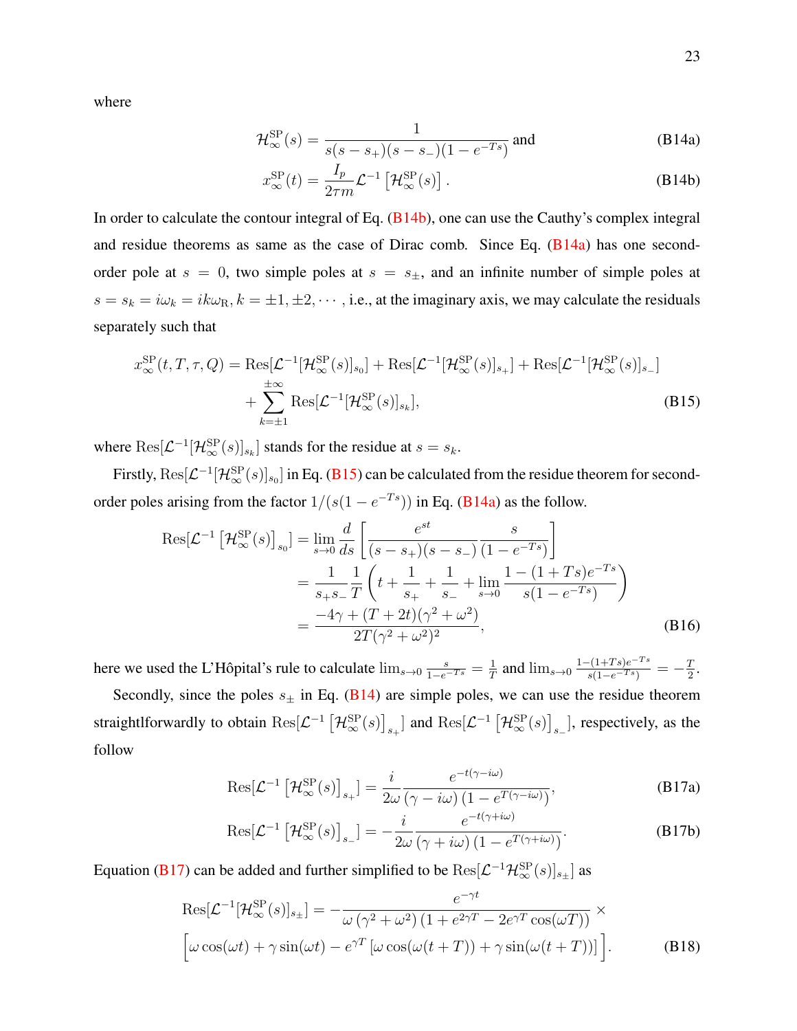where

$$\mathcal{H}_{\infty}^{\rm SP}(s) = \frac{1}{s(s-s_+)(s-s_-)(1-e^{-Ts})} \text{ and} \tag{B14a}$$

$$x_{\infty}^{\rm SP}(t) = \frac{I_p}{2\tau m}\mathcal{L}^{-1}\left[\mathcal{H}_{\infty}^{\rm SP}(s)\right]. \tag{B14b}$$

In order to calculate the contour integral of Eq. (B14b), one can use the Cauthy's complex integral and residue theorems as same as the case of Dirac comb. Since Eq. (B14a) has one second-order pole at $s = 0$, two simple poles at $s = s_\pm$, and an infinite number of simple poles at $s = s_k = i\omega_k = ik\omega_{\rm R}, k = \pm1, \pm2, \cdots$, i.e., at the imaginary axis, we may calculate the residuals separately such that

$$\begin{aligned} x_{\infty}^{\rm SP}(t, T, \tau, Q) = {} & \mathrm{Res}[\mathcal{L}^{-1}[\mathcal{H}_{\infty}^{\rm SP}(s)]_{s_0}] + \mathrm{Res}[\mathcal{L}^{-1}[\mathcal{H}_{\infty}^{\rm SP}(s)]_{s_+}] + \mathrm{Res}[\mathcal{L}^{-1}[\mathcal{H}_{\infty}^{\rm SP}(s)]_{s_-}] \\ & + \sum_{k=\pm1}^{\pm\infty} \mathrm{Res}[\mathcal{L}^{-1}[\mathcal{H}_{\infty}^{\rm SP}(s)]_{s_k}], \end{aligned} \tag{B15}$$

where $\mathrm{Res}[\mathcal{L}^{-1}[\mathcal{H}_{\infty}^{\rm SP}(s)]_{s_k}]$ stands for the residue at $s = s_k$.

Firstly, $\mathrm{Res}[\mathcal{L}^{-1}[\mathcal{H}_{\infty}^{\rm SP}(s)]_{s_0}]$ in Eq. (B15) can be calculated from the residue theorem for second-order poles arising from the factor $1/(s(1-e^{-Ts}))$ in Eq. (B14a) as the follow.

$$\begin{aligned} \mathrm{Res}[\mathcal{L}^{-1}\left[\mathcal{H}_{\infty}^{\rm SP}(s)\right]_{s_0}] &= \lim_{s\to 0}\frac{d}{ds}\left[\frac{e^{st}}{(s-s_+)(s-s_-)}\frac{s}{(1-e^{-Ts})}\right] \\ &= \frac{1}{s_+s_-}\frac{1}{T}\left(t + \frac{1}{s_+} + \frac{1}{s_-} + \lim_{s\to 0}\frac{1-(1+Ts)e^{-Ts}}{s(1-e^{-Ts})}\right) \\ &= \frac{-4\gamma + (T+2t)(\gamma^2+\omega^2)}{2T(\gamma^2+\omega^2)^2}, \end{aligned} \tag{B16}$$

here we used the L'Hôpital's rule to calculate $\lim_{s\to 0}\frac{s}{1-e^{-Ts}} = \frac{1}{T}$ and $\lim_{s\to 0}\frac{1-(1+Ts)e^{-Ts}}{s(1-e^{-Ts})} = -\frac{T}{2}$.

Secondly, since the poles $s_\pm$ in Eq. (B14) are simple poles, we can use the residue theorem straightlforwardly to obtain $\mathrm{Res}[\mathcal{L}^{-1}\left[\mathcal{H}_{\infty}^{\rm SP}(s)\right]_{s_+}]$ and $\mathrm{Res}[\mathcal{L}^{-1}\left[\mathcal{H}_{\infty}^{\rm SP}(s)\right]_{s_-}]$, respectively, as the follow

$$\mathrm{Res}[\mathcal{L}^{-1}\left[\mathcal{H}_{\infty}^{\rm SP}(s)\right]_{s_+}] = \frac{i}{2\omega}\frac{e^{-t(\gamma-i\omega)}}{(\gamma-i\omega)\left(1-e^{T(\gamma-i\omega)}\right)}, \tag{B17a}$$

$$\mathrm{Res}[\mathcal{L}^{-1}\left[\mathcal{H}_{\infty}^{\rm SP}(s)\right]_{s_-}] = -\frac{i}{2\omega}\frac{e^{-t(\gamma+i\omega)}}{(\gamma+i\omega)\left(1-e^{T(\gamma+i\omega)}\right)}. \tag{B17b}$$

Equation (B17) can be added and further simplified to be $\mathrm{Res}[\mathcal{L}^{-1}\mathcal{H}_{\infty}^{\rm SP}(s)]_{s_\pm}]$ as

$$\begin{aligned} \mathrm{Res}[\mathcal{L}^{-1}[\mathcal{H}_{\infty}^{\rm SP}(s)]_{s_\pm}] = {} & -\frac{e^{-\gamma t}}{\omega\left(\gamma^2+\omega^2\right)\left(1+e^{2\gamma T}-2e^{\gamma T}\cos(\omega T)\right)} \times \\ & \Big[\omega\cos(\omega t) + \gamma\sin(\omega t) - e^{\gamma T}\left[\omega\cos(\omega(t+T)) + \gamma\sin(\omega(t+T))\right]\Big]. \end{aligned} \tag{B18}$$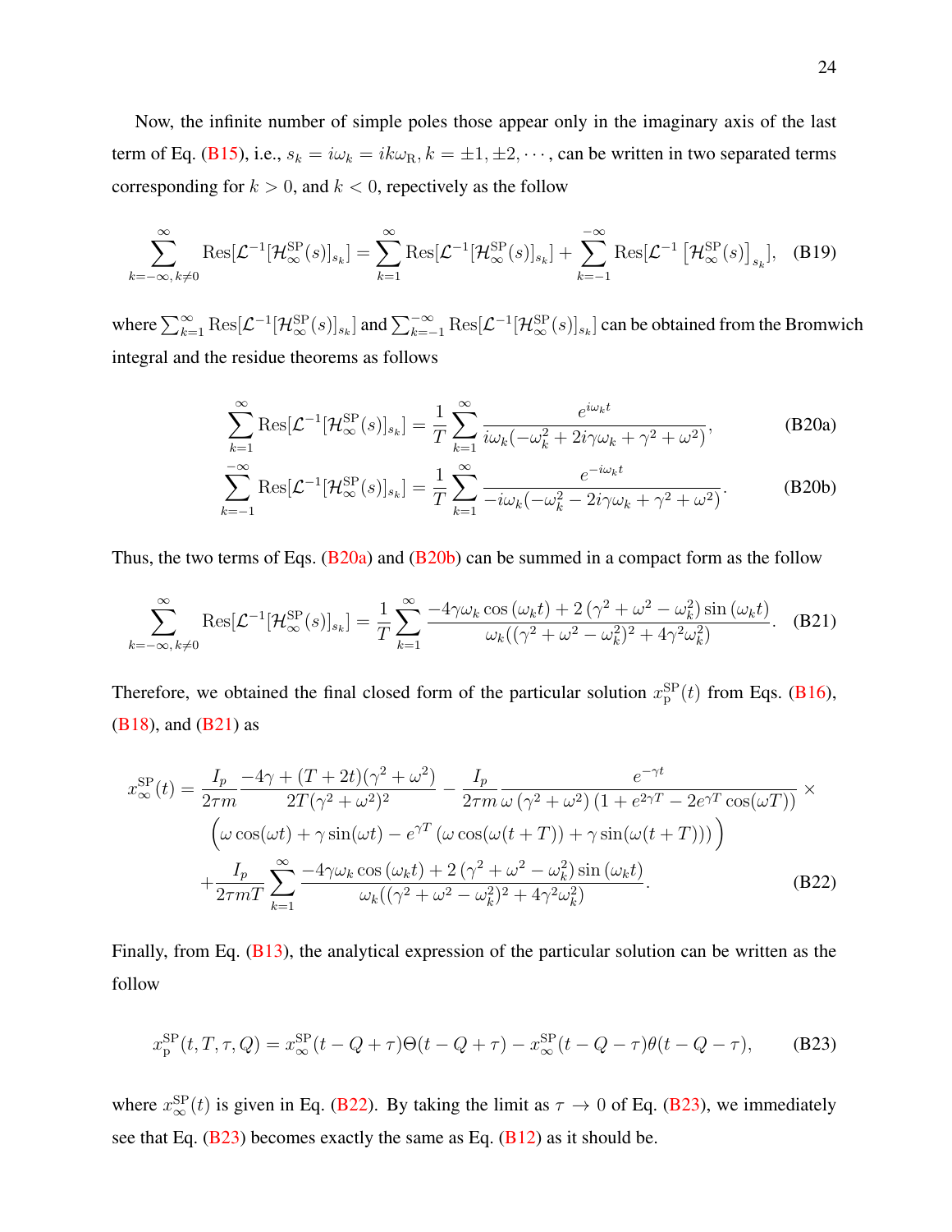Now, the infinite number of simple poles those appear only in the imaginary axis of the last term of Eq. (B15), i.e., $s_k = i\omega_k = ik\omega_{\rm R}, k = \pm 1, \pm 2, \cdots$, can be written in two separated terms corresponding for $k > 0$, and $k < 0$, repectively as the follow

$$\sum_{k=-\infty,\, k\neq 0}^{\infty} \text{Res}[\mathcal{L}^{-1}[\mathcal{H}_\infty^{\rm SP}(s)]_{s_k}] = \sum_{k=1}^{\infty} \text{Res}[\mathcal{L}^{-1}[\mathcal{H}_\infty^{\rm SP}(s)]_{s_k}] + \sum_{k=-1}^{-\infty} \text{Res}[\mathcal{L}^{-1}\left[\mathcal{H}_\infty^{\rm SP}(s)\right]_{s_k}], \tag{B19}$$

where $\sum_{k=1}^{\infty} \text{Res}[\mathcal{L}^{-1}[\mathcal{H}_\infty^{\rm SP}(s)]_{s_k}]$ and $\sum_{k=-1}^{-\infty} \text{Res}[\mathcal{L}^{-1}[\mathcal{H}_\infty^{\rm SP}(s)]_{s_k}]$ can be obtained from the Bromwich integral and the residue theorems as follows

$$\sum_{k=1}^{\infty} \text{Res}[\mathcal{L}^{-1}[\mathcal{H}_\infty^{\rm SP}(s)]_{s_k}] = \frac{1}{T}\sum_{k=1}^{\infty} \frac{e^{i\omega_k t}}{i\omega_k(-\omega_k^2 + 2i\gamma\omega_k + \gamma^2 + \omega^2)}, \tag{B20a}$$

$$\sum_{k=-1}^{-\infty} \text{Res}[\mathcal{L}^{-1}[\mathcal{H}_\infty^{\rm SP}(s)]_{s_k}] = \frac{1}{T}\sum_{k=1}^{\infty} \frac{e^{-i\omega_k t}}{-i\omega_k(-\omega_k^2 - 2i\gamma\omega_k + \gamma^2 + \omega^2)}. \tag{B20b}$$

Thus, the two terms of Eqs. (B20a) and (B20b) can be summed in a compact form as the follow

$$\sum_{k=-\infty,\, k\neq 0}^{\infty} \text{Res}[\mathcal{L}^{-1}[\mathcal{H}_\infty^{\rm SP}(s)]_{s_k}] = \frac{1}{T}\sum_{k=1}^{\infty} \frac{-4\gamma\omega_k\cos(\omega_k t) + 2\left(\gamma^2 + \omega^2 - \omega_k^2\right)\sin(\omega_k t)}{\omega_k((\gamma^2 + \omega^2 - \omega_k^2)^2 + 4\gamma^2\omega_k^2)}. \tag{B21}$$

Therefore, we obtained the final closed form of the particular solution $x_{\rm p}^{\rm SP}(t)$ from Eqs. (B16), (B18), and (B21) as

$$\begin{aligned}
x_\infty^{\rm SP}(t) = {}& \frac{I_p}{2\tau m}\frac{-4\gamma + (T+2t)(\gamma^2+\omega^2)}{2T(\gamma^2+\omega^2)^2} - \frac{I_p}{2\tau m}\frac{e^{-\gamma t}}{\omega\,(\gamma^2+\omega^2)\left(1+e^{2\gamma T} - 2e^{\gamma T}\cos(\omega T)\right)} \times \\
& \Big(\omega\cos(\omega t) + \gamma\sin(\omega t) - e^{\gamma T}\left(\omega\cos(\omega(t+T)) + \gamma\sin(\omega(t+T))\right)\Big) \\
& + \frac{I_p}{2\tau m T}\sum_{k=1}^{\infty}\frac{-4\gamma\omega_k\cos(\omega_k t) + 2\left(\gamma^2+\omega^2-\omega_k^2\right)\sin(\omega_k t)}{\omega_k((\gamma^2+\omega^2-\omega_k^2)^2 + 4\gamma^2\omega_k^2)}.
\end{aligned} \tag{B22}$$

Finally, from Eq. (B13), the analytical expression of the particular solution can be written as the follow

$$x_{\rm p}^{\rm SP}(t, T, \tau, Q) = x_\infty^{\rm SP}(t - Q + \tau)\Theta(t - Q + \tau) - x_\infty^{\rm SP}(t - Q - \tau)\theta(t - Q - \tau), \tag{B23}$$

where $x_\infty^{\rm SP}(t)$ is given in Eq. (B22). By taking the limit as $\tau \to 0$ of Eq. (B23), we immediately see that Eq. (B23) becomes exactly the same as Eq. (B12) as it should be.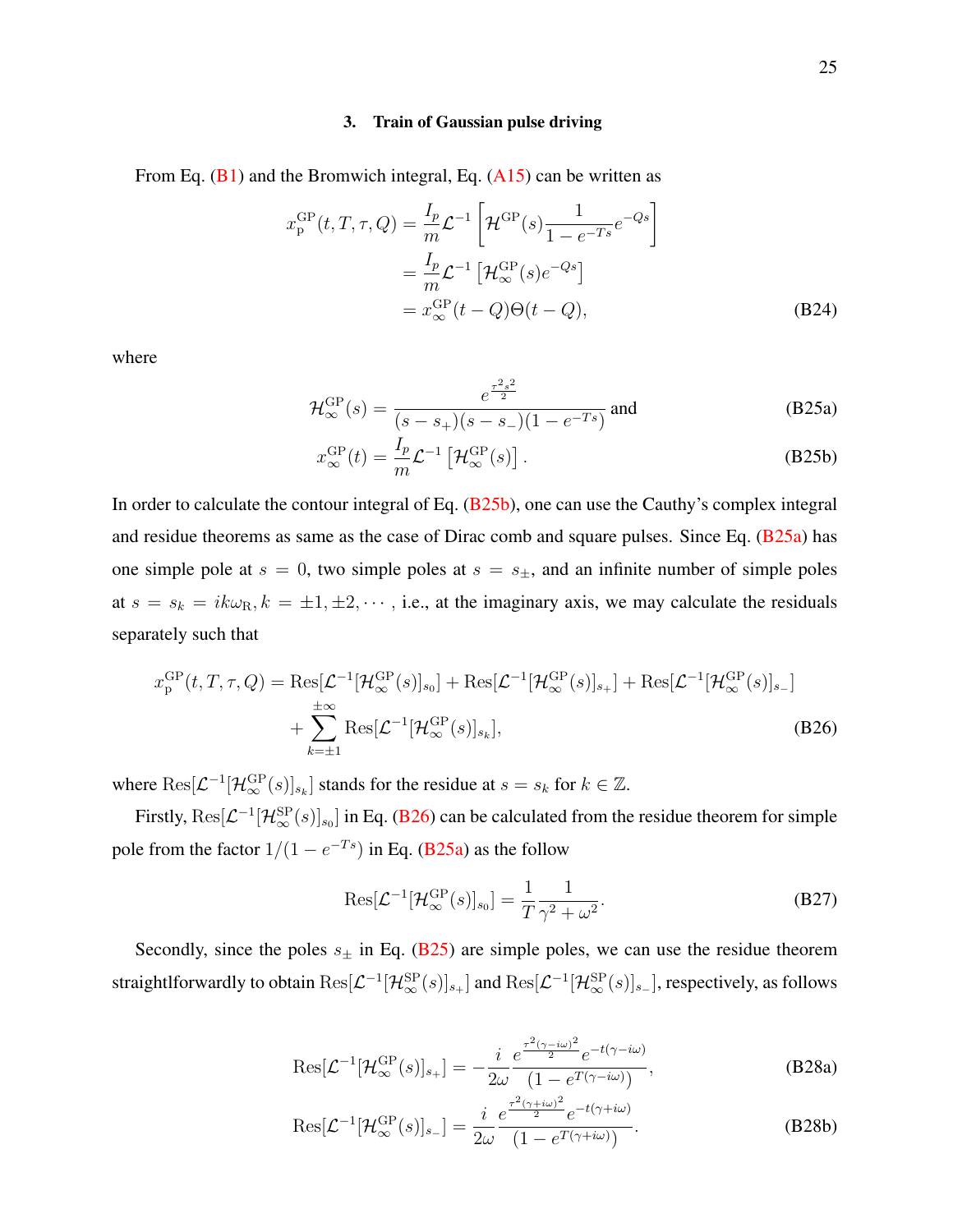### 3. Train of Gaussian pulse driving

From Eq. (B1) and the Bromwich integral, Eq. (A15) can be written as

$$
\begin{aligned}
x_{\mathrm{p}}^{\mathrm{GP}}(t,T,\tau,Q) &= \frac{I_p}{m}\mathcal{L}^{-1}\left[\mathcal{H}^{\mathrm{GP}}(s)\frac{1}{1-e^{-Ts}}e^{-Qs}\right] \\
&= \frac{I_p}{m}\mathcal{L}^{-1}\left[\mathcal{H}_{\infty}^{\mathrm{GP}}(s)e^{-Qs}\right] \\
&= x_{\infty}^{\mathrm{GP}}(t-Q)\Theta(t-Q),
\end{aligned} \tag{B24}
$$

where

$$
\mathcal{H}_{\infty}^{\mathrm{GP}}(s) = \frac{e^{\frac{\tau^2 s^2}{2}}}{(s-s_+)(s-s_-)(1-e^{-Ts})} \text{ and} \tag{B25a}
$$

$$
x_{\infty}^{\mathrm{GP}}(t) = \frac{I_p}{m}\mathcal{L}^{-1}\left[\mathcal{H}_{\infty}^{\mathrm{GP}}(s)\right]. \tag{B25b}
$$

In order to calculate the contour integral of Eq. (B25b), one can use the Cauthy's complex integral and residue theorems as same as the case of Dirac comb and square pulses. Since Eq. (B25a) has one simple pole at $s = 0$, two simple poles at $s = s_{\pm}$, and an infinite number of simple poles at $s = s_k = ik\omega_{\mathrm{R}}, k = \pm 1, \pm 2, \cdots$, i.e., at the imaginary axis, we may calculate the residuals separately such that

$$
\begin{aligned}
x_{\mathrm{p}}^{\mathrm{GP}}(t,T,\tau,Q) =& \mathrm{Res}[\mathcal{L}^{-1}[\mathcal{H}_{\infty}^{\mathrm{GP}}(s)]_{s_0}] + \mathrm{Res}[\mathcal{L}^{-1}[\mathcal{H}_{\infty}^{\mathrm{GP}}(s)]_{s_+}] + \mathrm{Res}[\mathcal{L}^{-1}[\mathcal{H}_{\infty}^{\mathrm{GP}}(s)]_{s_-}] \\
&+ \sum_{k=\pm 1}^{\pm\infty} \mathrm{Res}[\mathcal{L}^{-1}[\mathcal{H}_{\infty}^{\mathrm{GP}}(s)]_{s_k}],
\end{aligned} \tag{B26}
$$

where $\mathrm{Res}[\mathcal{L}^{-1}[\mathcal{H}_{\infty}^{\mathrm{GP}}(s)]_{s_k}]$ stands for the residue at $s = s_k$ for $k \in \mathbb{Z}$.

Firstly, $\mathrm{Res}[\mathcal{L}^{-1}[\mathcal{H}_{\infty}^{\mathrm{SP}}(s)]_{s_0}]$ in Eq. (B26) can be calculated from the residue theorem for simple pole from the factor $1/(1-e^{-Ts})$ in Eq. (B25a) as the follow

$$
\mathrm{Res}[\mathcal{L}^{-1}[\mathcal{H}_{\infty}^{\mathrm{GP}}(s)]_{s_0}] = \frac{1}{T}\frac{1}{\gamma^2+\omega^2}. \tag{B27}
$$

Secondly, since the poles $s_{\pm}$ in Eq. (B25) are simple poles, we can use the residue theorem straightlforwardly to obtain $\mathrm{Res}[\mathcal{L}^{-1}[\mathcal{H}_{\infty}^{\mathrm{SP}}(s)]_{s_+}]$ and $\mathrm{Res}[\mathcal{L}^{-1}[\mathcal{H}_{\infty}^{\mathrm{SP}}(s)]_{s_-}]$, respectively, as follows

$$
\mathrm{Res}[\mathcal{L}^{-1}[\mathcal{H}_{\infty}^{\mathrm{GP}}(s)]_{s_+}] = -\frac{i}{2\omega}\frac{e^{\frac{\tau^2(\gamma-i\omega)^2}{2}}e^{-t(\gamma-i\omega)}}{\left(1-e^{T(\gamma-i\omega)}\right)}, \tag{B28a}
$$

$$
\mathrm{Res}[\mathcal{L}^{-1}[\mathcal{H}_{\infty}^{\mathrm{GP}}(s)]_{s_-}] = \frac{i}{2\omega}\frac{e^{\frac{\tau^2(\gamma+i\omega)^2}{2}}e^{-t(\gamma+i\omega)}}{\left(1-e^{T(\gamma+i\omega)}\right)}. \tag{B28b}
$$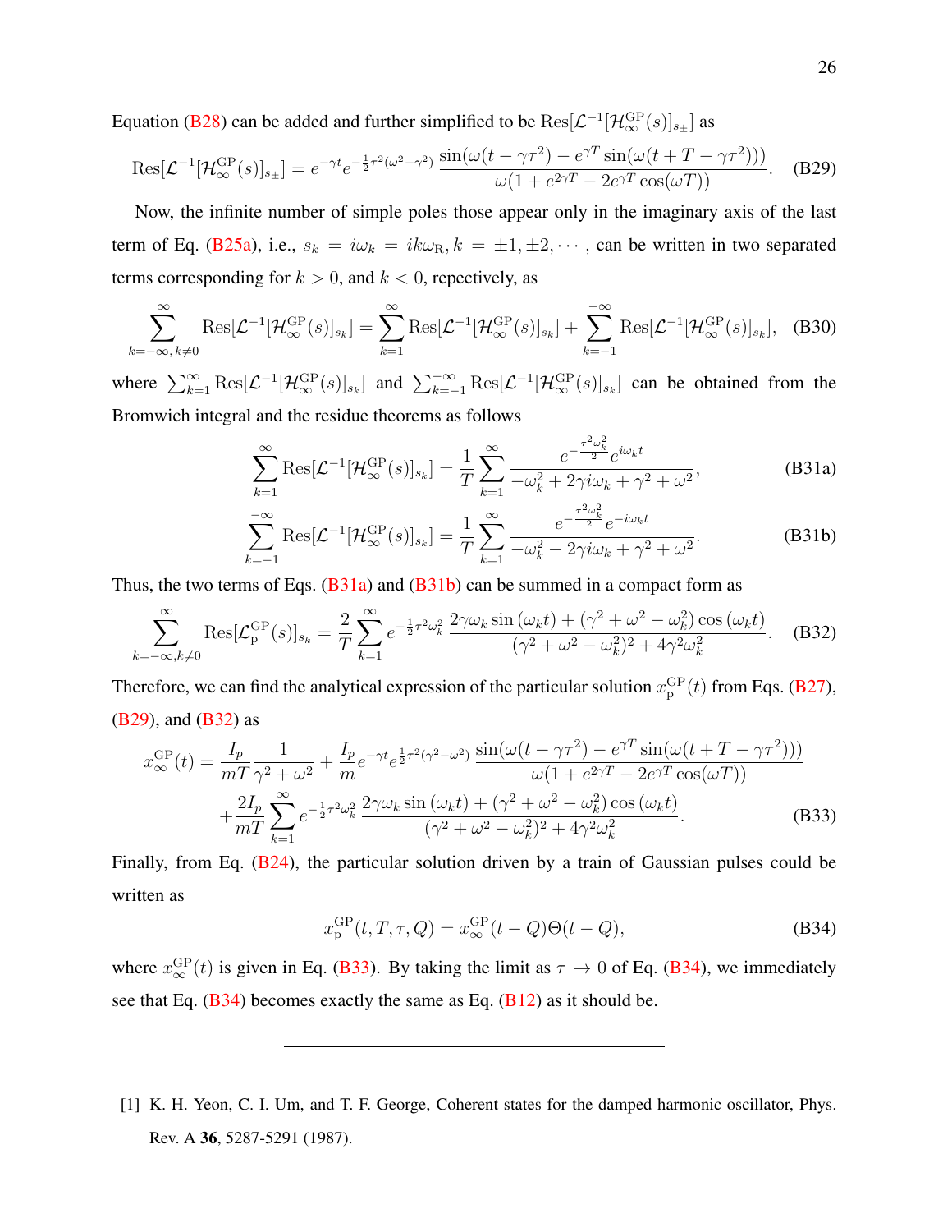Equation (B28) can be added and further simplified to be $\mathrm{Res}[\mathcal{L}^{-1}[\mathcal{H}_\infty^{\mathrm{GP}}(s)]_{s_\pm}]$ as

$$\mathrm{Res}[\mathcal{L}^{-1}[\mathcal{H}_\infty^{\mathrm{GP}}(s)]_{s_\pm}] = e^{-\gamma t} e^{-\frac{1}{2}\tau^2(\omega^2-\gamma^2)} \frac{\sin(\omega(t-\gamma\tau^2) - e^{\gamma T}\sin(\omega(t+T-\gamma\tau^2)))}{\omega(1+e^{2\gamma T} - 2e^{\gamma T}\cos(\omega T))}. \tag{B29}$$

Now, the infinite number of simple poles those appear only in the imaginary axis of the last term of Eq. (B25a), i.e., $s_k = i\omega_k = ik\omega_{\mathrm{R}}, k = \pm 1, \pm 2, \cdots$, can be written in two separated terms corresponding for $k > 0$, and $k < 0$, repectively, as

$$\sum_{k=-\infty,\, k\neq 0}^{\infty} \mathrm{Res}[\mathcal{L}^{-1}[\mathcal{H}_\infty^{\mathrm{GP}}(s)]_{s_k}] = \sum_{k=1}^{\infty} \mathrm{Res}[\mathcal{L}^{-1}[\mathcal{H}_\infty^{\mathrm{GP}}(s)]_{s_k}] + \sum_{k=-1}^{-\infty} \mathrm{Res}[\mathcal{L}^{-1}[\mathcal{H}_\infty^{\mathrm{GP}}(s)]_{s_k}], \tag{B30}$$

where $\sum_{k=1}^{\infty} \mathrm{Res}[\mathcal{L}^{-1}[\mathcal{H}_\infty^{\mathrm{GP}}(s)]_{s_k}]$ and $\sum_{k=-1}^{-\infty} \mathrm{Res}[\mathcal{L}^{-1}[\mathcal{H}_\infty^{\mathrm{GP}}(s)]_{s_k}]$ can be obtained from the Bromwich integral and the residue theorems as follows

$$\sum_{k=1}^{\infty} \mathrm{Res}[\mathcal{L}^{-1}[\mathcal{H}_\infty^{\mathrm{GP}}(s)]_{s_k}] = \frac{1}{T}\sum_{k=1}^{\infty} \frac{e^{-\frac{\tau^2\omega_k^2}{2}} e^{i\omega_k t}}{-\omega_k^2 + 2\gamma i\omega_k + \gamma^2 + \omega^2}, \tag{B31a}$$

$$\sum_{k=-1}^{-\infty} \mathrm{Res}[\mathcal{L}^{-1}[\mathcal{H}_\infty^{\mathrm{GP}}(s)]_{s_k}] = \frac{1}{T}\sum_{k=1}^{\infty} \frac{e^{-\frac{\tau^2\omega_k^2}{2}} e^{-i\omega_k t}}{-\omega_k^2 - 2\gamma i\omega_k + \gamma^2 + \omega^2}. \tag{B31b}$$

Thus, the two terms of Eqs. (B31a) and (B31b) can be summed in a compact form as

$$\sum_{k=-\infty, k\neq 0}^{\infty} \mathrm{Res}[\mathcal{L}_{\mathrm{p}}^{\mathrm{GP}}(s)]_{s_k} = \frac{2}{T}\sum_{k=1}^{\infty} e^{-\frac{1}{2}\tau^2\omega_k^2} \frac{2\gamma\omega_k \sin(\omega_k t) + (\gamma^2+\omega^2-\omega_k^2)\cos(\omega_k t)}{(\gamma^2+\omega^2-\omega_k^2)^2 + 4\gamma^2\omega_k^2}. \tag{B32}$$

Therefore, we can find the analytical expression of the particular solution $x_{\mathrm{p}}^{\mathrm{GP}}(t)$ from Eqs. (B27), (B29), and (B32) as

$$\begin{aligned} x_\infty^{\mathrm{GP}}(t) = {} & \frac{I_p}{mT}\frac{1}{\gamma^2+\omega^2} + \frac{I_p}{m} e^{-\gamma t} e^{\frac{1}{2}\tau^2(\gamma^2-\omega^2)} \frac{\sin(\omega(t-\gamma\tau^2) - e^{\gamma T}\sin(\omega(t+T-\gamma\tau^2)))}{\omega(1+e^{2\gamma T} - 2e^{\gamma T}\cos(\omega T))} \\ & + \frac{2I_p}{mT}\sum_{k=1}^{\infty} e^{-\frac{1}{2}\tau^2\omega_k^2} \frac{2\gamma\omega_k \sin(\omega_k t) + (\gamma^2+\omega^2-\omega_k^2)\cos(\omega_k t)}{(\gamma^2+\omega^2-\omega_k^2)^2 + 4\gamma^2\omega_k^2}. \end{aligned} \tag{B33}$$

Finally, from Eq. (B24), the particular solution driven by a train of Gaussian pulses could be written as

$$x_{\mathrm{p}}^{\mathrm{GP}}(t, T, \tau, Q) = x_\infty^{\mathrm{GP}}(t - Q)\Theta(t - Q), \tag{B34}$$

where $x_\infty^{\mathrm{GP}}(t)$ is given in Eq. (B33). By taking the limit as $\tau \to 0$ of Eq. (B34), we immediately see that Eq. (B34) becomes exactly the same as Eq. (B12) as it should be.

---

[1] K. H. Yeon, C. I. Um, and T. F. George, Coherent states for the damped harmonic oscillator, Phys. Rev. A **36**, 5287-5291 (1987).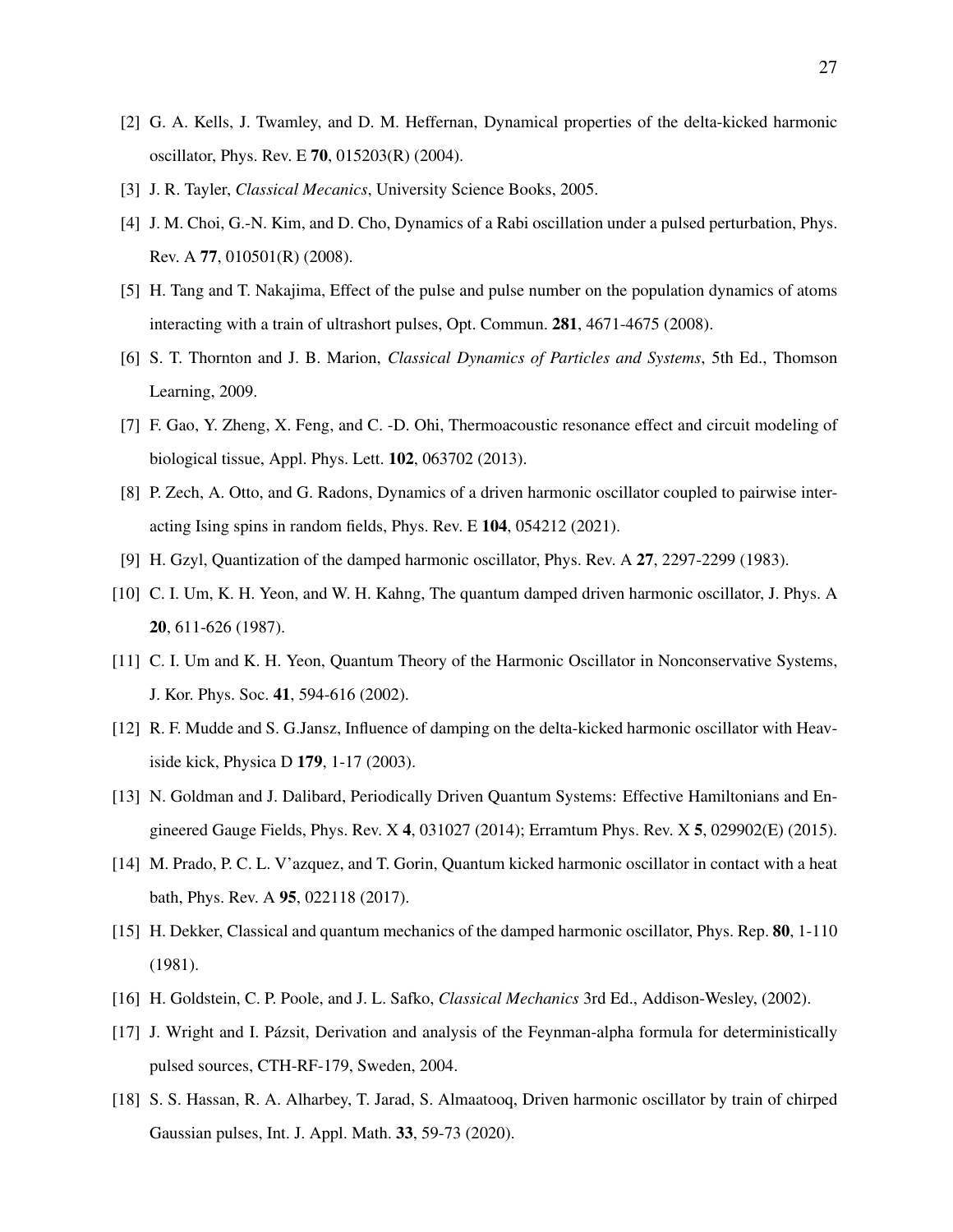[2] G. A. Kells, J. Twamley, and D. M. Heffernan, Dynamical properties of the delta-kicked harmonic oscillator, Phys. Rev. E **70**, 015203(R) (2004).

[3] J. R. Tayler, *Classical Mecanics*, University Science Books, 2005.

[4] J. M. Choi, G.-N. Kim, and D. Cho, Dynamics of a Rabi oscillation under a pulsed perturbation, Phys. Rev. A **77**, 010501(R) (2008).

[5] H. Tang and T. Nakajima, Effect of the pulse and pulse number on the population dynamics of atoms interacting with a train of ultrashort pulses, Opt. Commun. **281**, 4671-4675 (2008).

[6] S. T. Thornton and J. B. Marion, *Classical Dynamics of Particles and Systems*, 5th Ed., Thomson Learning, 2009.

[7] F. Gao, Y. Zheng, X. Feng, and C. -D. Ohi, Thermoacoustic resonance effect and circuit modeling of biological tissue, Appl. Phys. Lett. **102**, 063702 (2013).

[8] P. Zech, A. Otto, and G. Radons, Dynamics of a driven harmonic oscillator coupled to pairwise interacting Ising spins in random fields, Phys. Rev. E **104**, 054212 (2021).

[9] H. Gzyl, Quantization of the damped harmonic oscillator, Phys. Rev. A **27**, 2297-2299 (1983).

[10] C. I. Um, K. H. Yeon, and W. H. Kahng, The quantum damped driven harmonic oscillator, J. Phys. A **20**, 611-626 (1987).

[11] C. I. Um and K. H. Yeon, Quantum Theory of the Harmonic Oscillator in Nonconservative Systems, J. Kor. Phys. Soc. **41**, 594-616 (2002).

[12] R. F. Mudde and S. G.Jansz, Influence of damping on the delta-kicked harmonic oscillator with Heaviside kick, Physica D **179**, 1-17 (2003).

[13] N. Goldman and J. Dalibard, Periodically Driven Quantum Systems: Effective Hamiltonians and Engineered Gauge Fields, Phys. Rev. X **4**, 031027 (2014); Erramtum Phys. Rev. X **5**, 029902(E) (2015).

[14] M. Prado, P. C. L. V'azquez, and T. Gorin, Quantum kicked harmonic oscillator in contact with a heat bath, Phys. Rev. A **95**, 022118 (2017).

[15] H. Dekker, Classical and quantum mechanics of the damped harmonic oscillator, Phys. Rep. **80**, 1-110 (1981).

[16] H. Goldstein, C. P. Poole, and J. L. Safko, *Classical Mechanics* 3rd Ed., Addison-Wesley, (2002).

[17] J. Wright and I. Pázsit, Derivation and analysis of the Feynman-alpha formula for deterministically pulsed sources, CTH-RF-179, Sweden, 2004.

[18] S. S. Hassan, R. A. Alharbey, T. Jarad, S. Almaatooq, Driven harmonic oscillator by train of chirped Gaussian pulses, Int. J. Appl. Math. **33**, 59-73 (2020).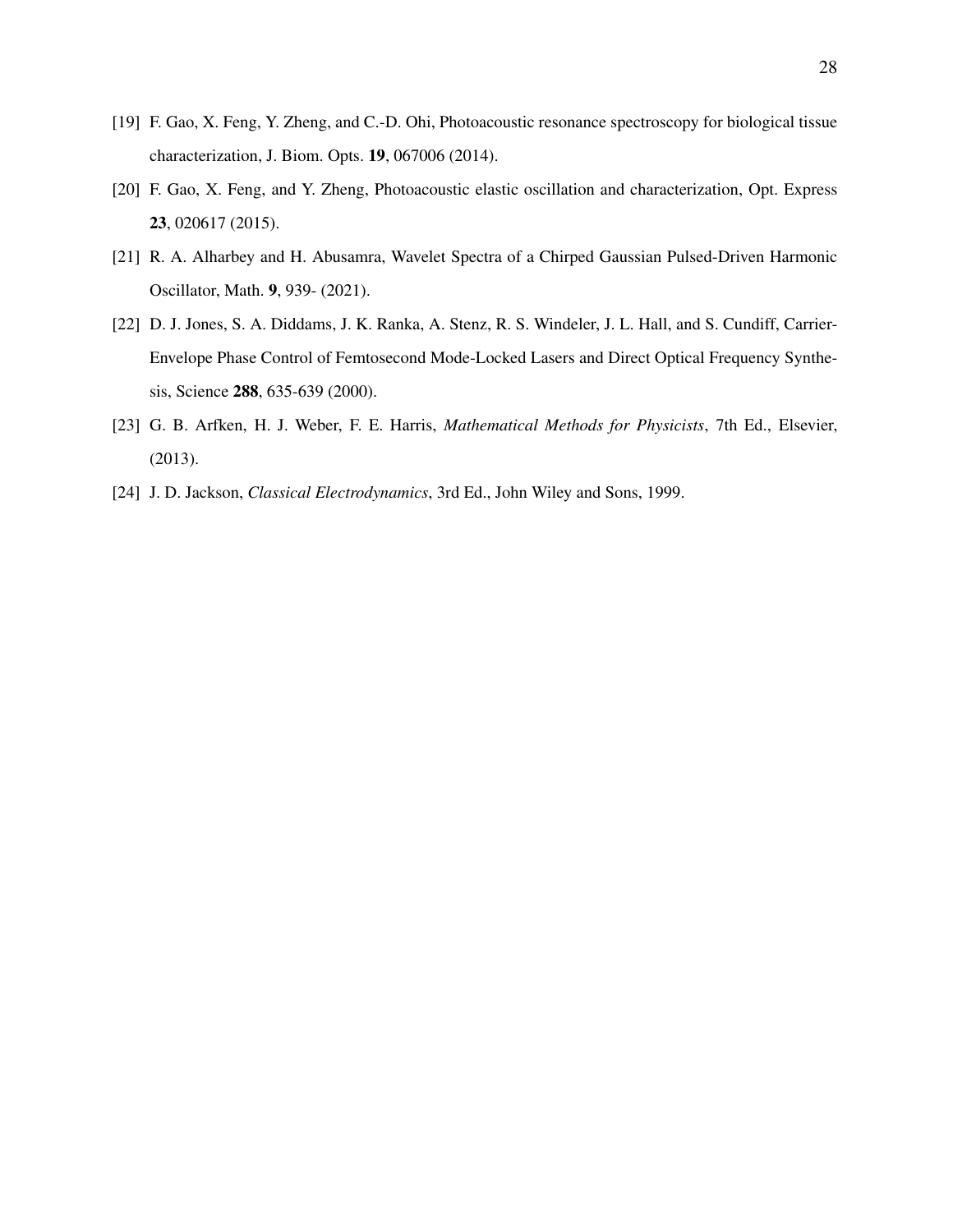[19] F. Gao, X. Feng, Y. Zheng, and C.-D. Ohi, Photoacoustic resonance spectroscopy for biological tissue characterization, J. Biom. Opts. **19**, 067006 (2014).

[20] F. Gao, X. Feng, and Y. Zheng, Photoacoustic elastic oscillation and characterization, Opt. Express **23**, 020617 (2015).

[21] R. A. Alharbey and H. Abusamra, Wavelet Spectra of a Chirped Gaussian Pulsed-Driven Harmonic Oscillator, Math. **9**, 939- (2021).

[22] D. J. Jones, S. A. Diddams, J. K. Ranka, A. Stenz, R. S. Windeler, J. L. Hall, and S. Cundiff, Carrier-Envelope Phase Control of Femtosecond Mode-Locked Lasers and Direct Optical Frequency Synthesis, Science **288**, 635-639 (2000).

[23] G. B. Arfken, H. J. Weber, F. E. Harris, *Mathematical Methods for Physicists*, 7th Ed., Elsevier, (2013).

[24] J. D. Jackson, *Classical Electrodynamics*, 3rd Ed., John Wiley and Sons, 1999.